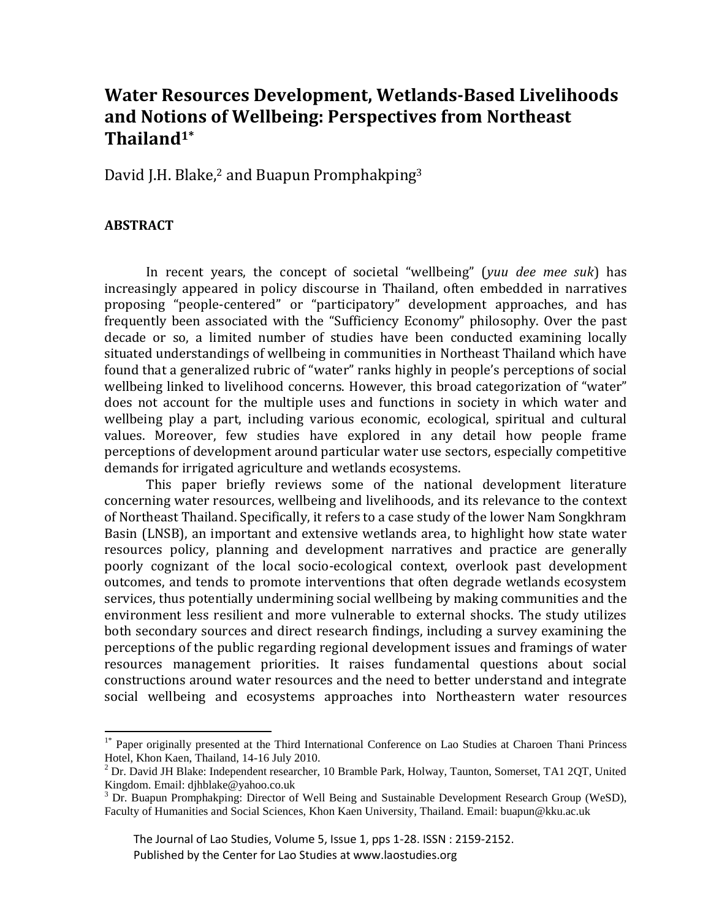# Water Resources Development, Wetlands-Based Livelihoods and Notions of Wellbeing: Perspectives from Northeast Thailand[1*]

David J.H. Blake,[2] and Buapun Promphakping[3]

## ABSTRACT

In recent years, the concept of societal "wellbeing" (*yuu dee mee suk*) has increasingly appeared in policy discourse in Thailand, often embedded in narratives proposing "people-centered" or "participatory" development approaches, and has frequently been associated with the "Sufficiency Economy" philosophy. Over the past decade or so, a limited number of studies have been conducted examining locally situated understandings of wellbeing in communities in Northeast Thailand which have found that a generalized rubric of "water" ranks highly in people's perceptions of social wellbeing linked to livelihood concerns. However, this broad categorization of "water" does not account for the multiple uses and functions in society in which water and wellbeing play a part, including various economic, ecological, spiritual and cultural values. Moreover, few studies have explored in any detail how people frame perceptions of development around particular water use sectors, especially competitive demands for irrigated agriculture and wetlands ecosystems.

This paper briefly reviews some of the national development literature concerning water resources, wellbeing and livelihoods, and its relevance to the context of Northeast Thailand. Specifically, it refers to a case study of the lower Nam Songkhram Basin (LNSB), an important and extensive wetlands area, to highlight how state water resources policy, planning and development narratives and practice are generally poorly cognizant of the local socio-ecological context, overlook past development outcomes, and tends to promote interventions that often degrade wetlands ecosystem services, thus potentially undermining social wellbeing by making communities and the environment less resilient and more vulnerable to external shocks. The study utilizes both secondary sources and direct research findings, including a survey examining the perceptions of the public regarding regional development issues and framings of water resources management priorities. It raises fundamental questions about social constructions around water resources and the need to better understand and integrate social wellbeing and ecosystems approaches into Northeastern water resources

---

[1*] Paper originally presented at the Third International Conference on Lao Studies at Charoen Thani Princess Hotel, Khon Kaen, Thailand, 14-16 July 2010.

[2] Dr. David JH Blake: Independent researcher, 10 Bramble Park, Holway, Taunton, Somerset, TA1 2QT, United Kingdom. Email: djhblake@yahoo.co.uk

[3] Dr. Buapun Promphakping: Director of Well Being and Sustainable Development Research Group (WeSD), Faculty of Humanities and Social Sciences, Khon Kaen University, Thailand. Email: buapun@kku.ac.uk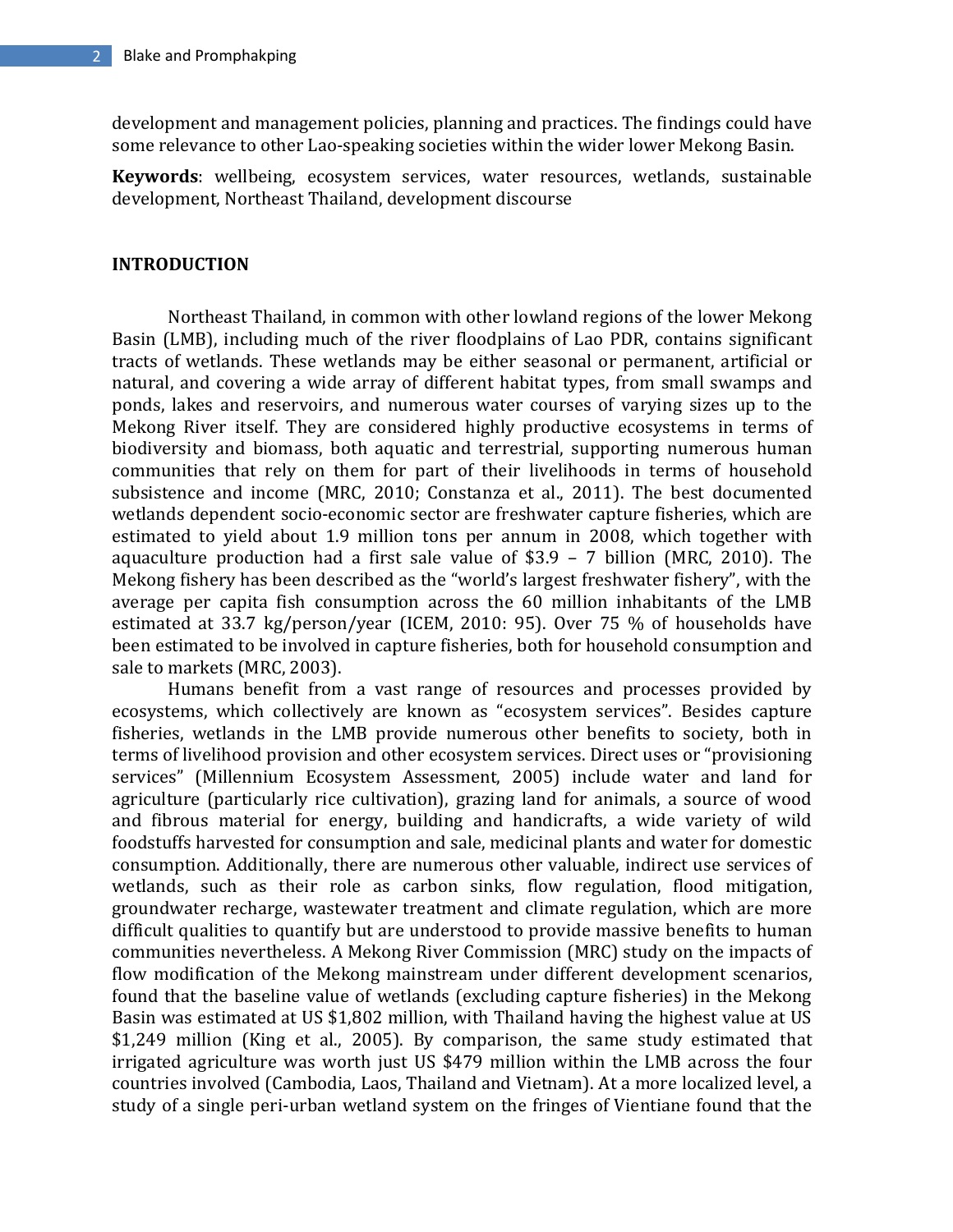development and management policies, planning and practices. The findings could have some relevance to other Lao-speaking societies within the wider lower Mekong Basin.

**Keywords**: wellbeing, ecosystem services, water resources, wetlands, sustainable development, Northeast Thailand, development discourse

## INTRODUCTION

Northeast Thailand, in common with other lowland regions of the lower Mekong Basin (LMB), including much of the river floodplains of Lao PDR, contains significant tracts of wetlands. These wetlands may be either seasonal or permanent, artificial or natural, and covering a wide array of different habitat types, from small swamps and ponds, lakes and reservoirs, and numerous water courses of varying sizes up to the Mekong River itself. They are considered highly productive ecosystems in terms of biodiversity and biomass, both aquatic and terrestrial, supporting numerous human communities that rely on them for part of their livelihoods in terms of household subsistence and income (MRC, 2010; Constanza et al., 2011). The best documented wetlands dependent socio-economic sector are freshwater capture fisheries, which are estimated to yield about 1.9 million tons per annum in 2008, which together with aquaculture production had a first sale value of $3.9 – 7 billion (MRC, 2010). The Mekong fishery has been described as the "world's largest freshwater fishery", with the average per capita fish consumption across the 60 million inhabitants of the LMB estimated at 33.7 kg/person/year (ICEM, 2010: 95). Over 75 % of households have been estimated to be involved in capture fisheries, both for household consumption and sale to markets (MRC, 2003).

Humans benefit from a vast range of resources and processes provided by ecosystems, which collectively are known as "ecosystem services". Besides capture fisheries, wetlands in the LMB provide numerous other benefits to society, both in terms of livelihood provision and other ecosystem services. Direct uses or "provisioning services" (Millennium Ecosystem Assessment, 2005) include water and land for agriculture (particularly rice cultivation), grazing land for animals, a source of wood and fibrous material for energy, building and handicrafts, a wide variety of wild foodstuffs harvested for consumption and sale, medicinal plants and water for domestic consumption. Additionally, there are numerous other valuable, indirect use services of wetlands, such as their role as carbon sinks, flow regulation, flood mitigation, groundwater recharge, wastewater treatment and climate regulation, which are more difficult qualities to quantify but are understood to provide massive benefits to human communities nevertheless. A Mekong River Commission (MRC) study on the impacts of flow modification of the Mekong mainstream under different development scenarios, found that the baseline value of wetlands (excluding capture fisheries) in the Mekong Basin was estimated at US $1,802 million, with Thailand having the highest value at US $1,249 million (King et al., 2005). By comparison, the same study estimated that irrigated agriculture was worth just US $479 million within the LMB across the four countries involved (Cambodia, Laos, Thailand and Vietnam). At a more localized level, a study of a single peri-urban wetland system on the fringes of Vientiane found that the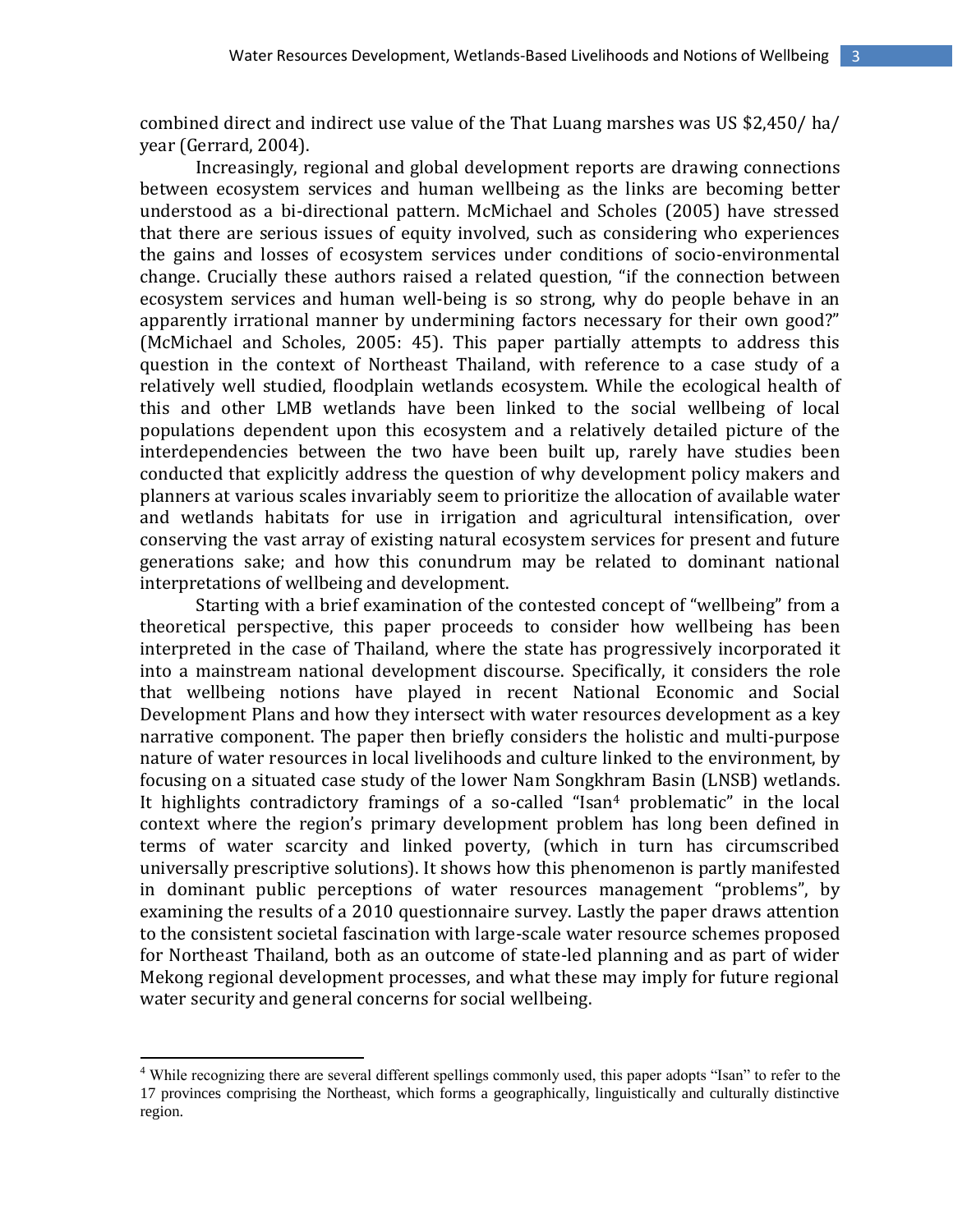combined direct and indirect use value of the That Luang marshes was US $2,450/ ha/ year (Gerrard, 2004).

Increasingly, regional and global development reports are drawing connections between ecosystem services and human wellbeing as the links are becoming better understood as a bi-directional pattern. McMichael and Scholes (2005) have stressed that there are serious issues of equity involved, such as considering who experiences the gains and losses of ecosystem services under conditions of socio-environmental change. Crucially these authors raised a related question, "if the connection between ecosystem services and human well-being is so strong, why do people behave in an apparently irrational manner by undermining factors necessary for their own good?" (McMichael and Scholes, 2005: 45). This paper partially attempts to address this question in the context of Northeast Thailand, with reference to a case study of a relatively well studied, floodplain wetlands ecosystem. While the ecological health of this and other LMB wetlands have been linked to the social wellbeing of local populations dependent upon this ecosystem and a relatively detailed picture of the interdependencies between the two have been built up, rarely have studies been conducted that explicitly address the question of why development policy makers and planners at various scales invariably seem to prioritize the allocation of available water and wetlands habitats for use in irrigation and agricultural intensification, over conserving the vast array of existing natural ecosystem services for present and future generations sake; and how this conundrum may be related to dominant national interpretations of wellbeing and development.

Starting with a brief examination of the contested concept of "wellbeing" from a theoretical perspective, this paper proceeds to consider how wellbeing has been interpreted in the case of Thailand, where the state has progressively incorporated it into a mainstream national development discourse. Specifically, it considers the role that wellbeing notions have played in recent National Economic and Social Development Plans and how they intersect with water resources development as a key narrative component. The paper then briefly considers the holistic and multi-purpose nature of water resources in local livelihoods and culture linked to the environment, by focusing on a situated case study of the lower Nam Songkhram Basin (LNSB) wetlands. It highlights contradictory framings of a so-called "Isan[4] problematic" in the local context where the region's primary development problem has long been defined in terms of water scarcity and linked poverty, (which in turn has circumscribed universally prescriptive solutions). It shows how this phenomenon is partly manifested in dominant public perceptions of water resources management "problems", by examining the results of a 2010 questionnaire survey. Lastly the paper draws attention to the consistent societal fascination with large-scale water resource schemes proposed for Northeast Thailand, both as an outcome of state-led planning and as part of wider Mekong regional development processes, and what these may imply for future regional water security and general concerns for social wellbeing.

[4] While recognizing there are several different spellings commonly used, this paper adopts "Isan" to refer to the 17 provinces comprising the Northeast, which forms a geographically, linguistically and culturally distinctive region.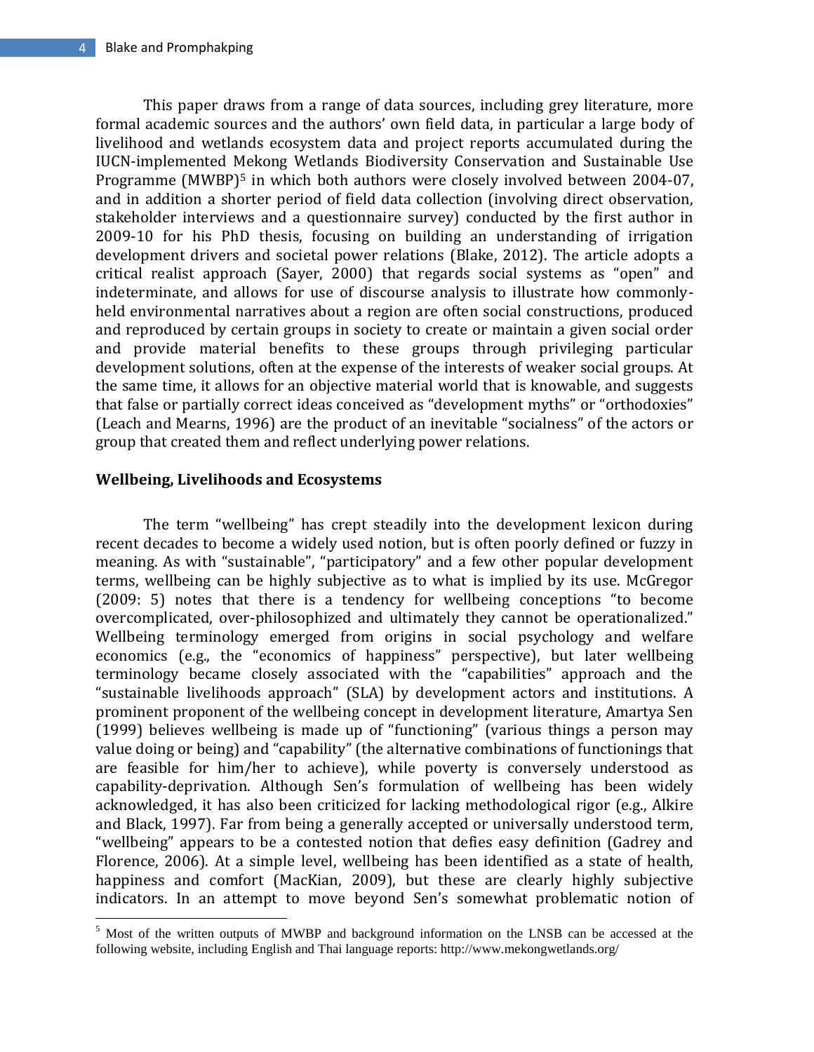This paper draws from a range of data sources, including grey literature, more formal academic sources and the authors' own field data, in particular a large body of livelihood and wetlands ecosystem data and project reports accumulated during the IUCN-implemented Mekong Wetlands Biodiversity Conservation and Sustainable Use Programme (MWBP)[5] in which both authors were closely involved between 2004-07, and in addition a shorter period of field data collection (involving direct observation, stakeholder interviews and a questionnaire survey) conducted by the first author in 2009-10 for his PhD thesis, focusing on building an understanding of irrigation development drivers and societal power relations (Blake, 2012). The article adopts a critical realist approach (Sayer, 2000) that regards social systems as "open" and indeterminate, and allows for use of discourse analysis to illustrate how commonly-held environmental narratives about a region are often social constructions, produced and reproduced by certain groups in society to create or maintain a given social order and provide material benefits to these groups through privileging particular development solutions, often at the expense of the interests of weaker social groups. At the same time, it allows for an objective material world that is knowable, and suggests that false or partially correct ideas conceived as "development myths" or "orthodoxies" (Leach and Mearns, 1996) are the product of an inevitable "socialness" of the actors or group that created them and reflect underlying power relations.

## Wellbeing, Livelihoods and Ecosystems

The term "wellbeing" has crept steadily into the development lexicon during recent decades to become a widely used notion, but is often poorly defined or fuzzy in meaning. As with "sustainable", "participatory" and a few other popular development terms, wellbeing can be highly subjective as to what is implied by its use. McGregor (2009: 5) notes that there is a tendency for wellbeing conceptions "to become overcomplicated, over-philosophized and ultimately they cannot be operationalized." Wellbeing terminology emerged from origins in social psychology and welfare economics (e.g., the "economics of happiness" perspective), but later wellbeing terminology became closely associated with the "capabilities" approach and the "sustainable livelihoods approach" (SLA) by development actors and institutions. A prominent proponent of the wellbeing concept in development literature, Amartya Sen (1999) believes wellbeing is made up of "functioning" (various things a person may value doing or being) and "capability" (the alternative combinations of functionings that are feasible for him/her to achieve), while poverty is conversely understood as capability-deprivation. Although Sen's formulation of wellbeing has been widely acknowledged, it has also been criticized for lacking methodological rigor (e.g., Alkire and Black, 1997). Far from being a generally accepted or universally understood term, "wellbeing" appears to be a contested notion that defies easy definition (Gadrey and Florence, 2006). At a simple level, wellbeing has been identified as a state of health, happiness and comfort (MacKian, 2009), but these are clearly highly subjective indicators. In an attempt to move beyond Sen's somewhat problematic notion of

[5] Most of the written outputs of MWBP and background information on the LNSB can be accessed at the following website, including English and Thai language reports: http://www.mekongwetlands.org/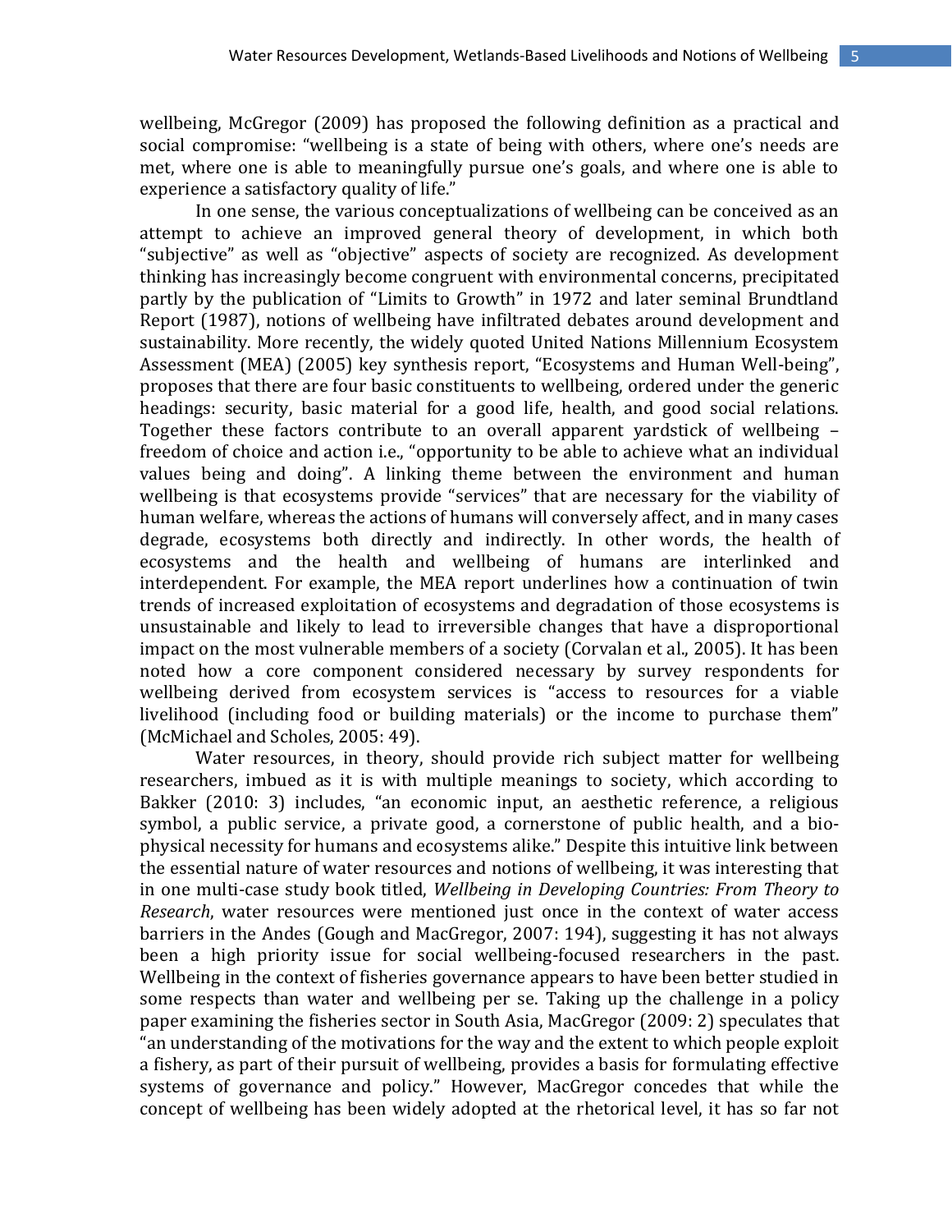wellbeing, McGregor (2009) has proposed the following definition as a practical and social compromise: "wellbeing is a state of being with others, where one's needs are met, where one is able to meaningfully pursue one's goals, and where one is able to experience a satisfactory quality of life."

In one sense, the various conceptualizations of wellbeing can be conceived as an attempt to achieve an improved general theory of development, in which both "subjective" as well as "objective" aspects of society are recognized. As development thinking has increasingly become congruent with environmental concerns, precipitated partly by the publication of "Limits to Growth" in 1972 and later seminal Brundtland Report (1987), notions of wellbeing have infiltrated debates around development and sustainability. More recently, the widely quoted United Nations Millennium Ecosystem Assessment (MEA) (2005) key synthesis report, "Ecosystems and Human Well-being", proposes that there are four basic constituents to wellbeing, ordered under the generic headings: security, basic material for a good life, health, and good social relations. Together these factors contribute to an overall apparent yardstick of wellbeing – freedom of choice and action i.e., "opportunity to be able to achieve what an individual values being and doing". A linking theme between the environment and human wellbeing is that ecosystems provide "services" that are necessary for the viability of human welfare, whereas the actions of humans will conversely affect, and in many cases degrade, ecosystems both directly and indirectly. In other words, the health of ecosystems and the health and wellbeing of humans are interlinked and interdependent. For example, the MEA report underlines how a continuation of twin trends of increased exploitation of ecosystems and degradation of those ecosystems is unsustainable and likely to lead to irreversible changes that have a disproportional impact on the most vulnerable members of a society (Corvalan et al., 2005). It has been noted how a core component considered necessary by survey respondents for wellbeing derived from ecosystem services is "access to resources for a viable livelihood (including food or building materials) or the income to purchase them" (McMichael and Scholes, 2005: 49).

Water resources, in theory, should provide rich subject matter for wellbeing researchers, imbued as it is with multiple meanings to society, which according to Bakker (2010: 3) includes, "an economic input, an aesthetic reference, a religious symbol, a public service, a private good, a cornerstone of public health, and a bio-physical necessity for humans and ecosystems alike." Despite this intuitive link between the essential nature of water resources and notions of wellbeing, it was interesting that in one multi-case study book titled, *Wellbeing in Developing Countries: From Theory to Research*, water resources were mentioned just once in the context of water access barriers in the Andes (Gough and MacGregor, 2007: 194), suggesting it has not always been a high priority issue for social wellbeing-focused researchers in the past. Wellbeing in the context of fisheries governance appears to have been better studied in some respects than water and wellbeing per se. Taking up the challenge in a policy paper examining the fisheries sector in South Asia, MacGregor (2009: 2) speculates that "an understanding of the motivations for the way and the extent to which people exploit a fishery, as part of their pursuit of wellbeing, provides a basis for formulating effective systems of governance and policy." However, MacGregor concedes that while the concept of wellbeing has been widely adopted at the rhetorical level, it has so far not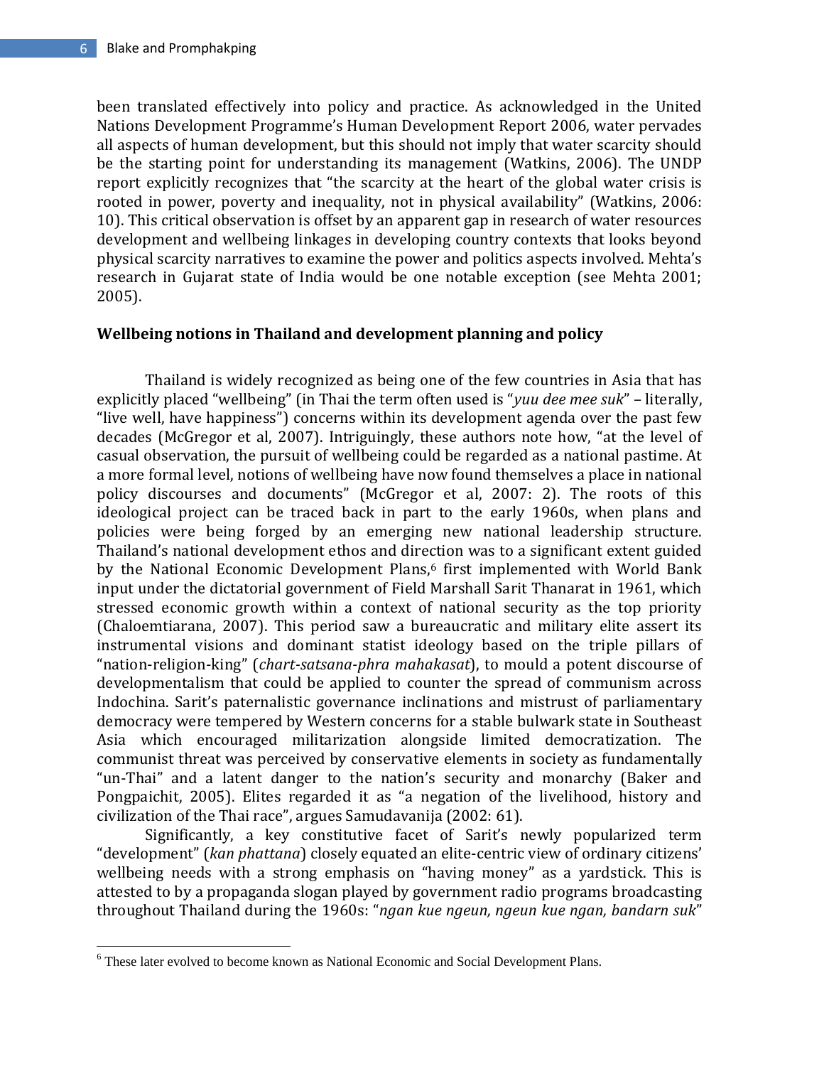been translated effectively into policy and practice. As acknowledged in the United Nations Development Programme's Human Development Report 2006, water pervades all aspects of human development, but this should not imply that water scarcity should be the starting point for understanding its management (Watkins, 2006). The UNDP report explicitly recognizes that "the scarcity at the heart of the global water crisis is rooted in power, poverty and inequality, not in physical availability" (Watkins, 2006: 10). This critical observation is offset by an apparent gap in research of water resources development and wellbeing linkages in developing country contexts that looks beyond physical scarcity narratives to examine the power and politics aspects involved. Mehta's research in Gujarat state of India would be one notable exception (see Mehta 2001; 2005).

**Wellbeing notions in Thailand and development planning and policy**

Thailand is widely recognized as being one of the few countries in Asia that has explicitly placed "wellbeing" (in Thai the term often used is "*yuu dee mee suk*" – literally, "live well, have happiness") concerns within its development agenda over the past few decades (McGregor et al, 2007). Intriguingly, these authors note how, "at the level of casual observation, the pursuit of wellbeing could be regarded as a national pastime. At a more formal level, notions of wellbeing have now found themselves a place in national policy discourses and documents" (McGregor et al, 2007: 2). The roots of this ideological project can be traced back in part to the early 1960s, when plans and policies were being forged by an emerging new national leadership structure. Thailand's national development ethos and direction was to a significant extent guided by the National Economic Development Plans,[6] first implemented with World Bank input under the dictatorial government of Field Marshall Sarit Thanarat in 1961, which stressed economic growth within a context of national security as the top priority (Chaloemtiarana, 2007). This period saw a bureaucratic and military elite assert its instrumental visions and dominant statist ideology based on the triple pillars of "nation-religion-king" (*chart-satsana-phra mahakasat*), to mould a potent discourse of developmentalism that could be applied to counter the spread of communism across Indochina. Sarit's paternalistic governance inclinations and mistrust of parliamentary democracy were tempered by Western concerns for a stable bulwark state in Southeast Asia which encouraged militarization alongside limited democratization. The communist threat was perceived by conservative elements in society as fundamentally "un-Thai" and a latent danger to the nation's security and monarchy (Baker and Pongpaichit, 2005). Elites regarded it as "a negation of the livelihood, history and civilization of the Thai race", argues Samudavanija (2002: 61).

Significantly, a key constitutive facet of Sarit's newly popularized term "development" (*kan phattana*) closely equated an elite-centric view of ordinary citizens' wellbeing needs with a strong emphasis on "having money" as a yardstick. This is attested to by a propaganda slogan played by government radio programs broadcasting throughout Thailand during the 1960s: "*ngan kue ngeun, ngeun kue ngan, bandarn suk*"

[6] These later evolved to become known as National Economic and Social Development Plans.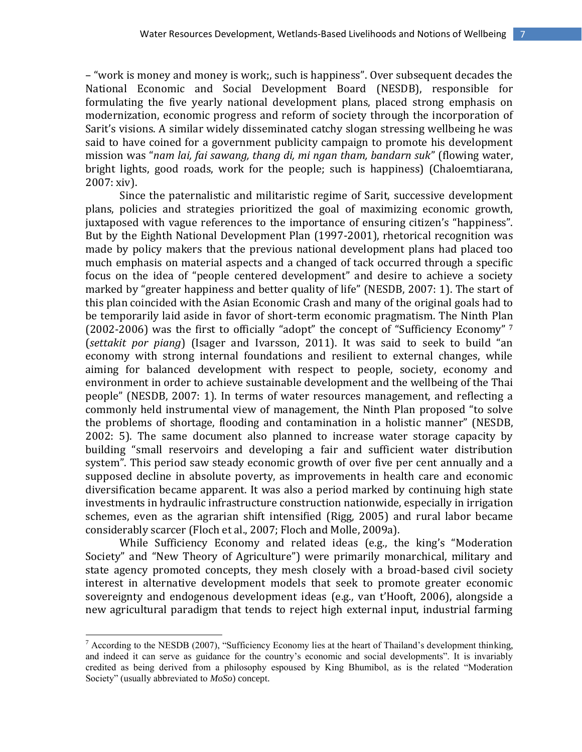– "work is money and money is work;, such is happiness". Over subsequent decades the National Economic and Social Development Board (NESDB), responsible for formulating the five yearly national development plans, placed strong emphasis on modernization, economic progress and reform of society through the incorporation of Sarit's visions. A similar widely disseminated catchy slogan stressing wellbeing he was said to have coined for a government publicity campaign to promote his development mission was "*nam lai, fai sawang, thang di, mi ngan tham, bandarn suk*" (flowing water, bright lights, good roads, work for the people; such is happiness) (Chaloemtiarana, 2007: xiv).

Since the paternalistic and militaristic regime of Sarit, successive development plans, policies and strategies prioritized the goal of maximizing economic growth, juxtaposed with vague references to the importance of ensuring citizen's "happiness". But by the Eighth National Development Plan (1997-2001), rhetorical recognition was made by policy makers that the previous national development plans had placed too much emphasis on material aspects and a changed of tack occurred through a specific focus on the idea of "people centered development" and desire to achieve a society marked by "greater happiness and better quality of life" (NESDB, 2007: 1). The start of this plan coincided with the Asian Economic Crash and many of the original goals had to be temporarily laid aside in favor of short-term economic pragmatism. The Ninth Plan (2002-2006) was the first to officially "adopt" the concept of "Sufficiency Economy" [7] (*settakit por piang*) (Isager and Ivarsson, 2011). It was said to seek to build "an economy with strong internal foundations and resilient to external changes, while aiming for balanced development with respect to people, society, economy and environment in order to achieve sustainable development and the wellbeing of the Thai people" (NESDB, 2007: 1). In terms of water resources management, and reflecting a commonly held instrumental view of management, the Ninth Plan proposed "to solve the problems of shortage, flooding and contamination in a holistic manner" (NESDB, 2002: 5). The same document also planned to increase water storage capacity by building "small reservoirs and developing a fair and sufficient water distribution system". This period saw steady economic growth of over five per cent annually and a supposed decline in absolute poverty, as improvements in health care and economic diversification became apparent. It was also a period marked by continuing high state investments in hydraulic infrastructure construction nationwide, especially in irrigation schemes, even as the agrarian shift intensified (Rigg, 2005) and rural labor became considerably scarcer (Floch et al., 2007; Floch and Molle, 2009a).

While Sufficiency Economy and related ideas (e.g., the king's "Moderation Society" and "New Theory of Agriculture") were primarily monarchical, military and state agency promoted concepts, they mesh closely with a broad-based civil society interest in alternative development models that seek to promote greater economic sovereignty and endogenous development ideas (e.g., van t'Hooft, 2006), alongside a new agricultural paradigm that tends to reject high external input, industrial farming

[7] According to the NESDB (2007), "Sufficiency Economy lies at the heart of Thailand's development thinking, and indeed it can serve as guidance for the country's economic and social developments". It is invariably credited as being derived from a philosophy espoused by King Bhumibol, as is the related "Moderation Society" (usually abbreviated to *MoSo*) concept.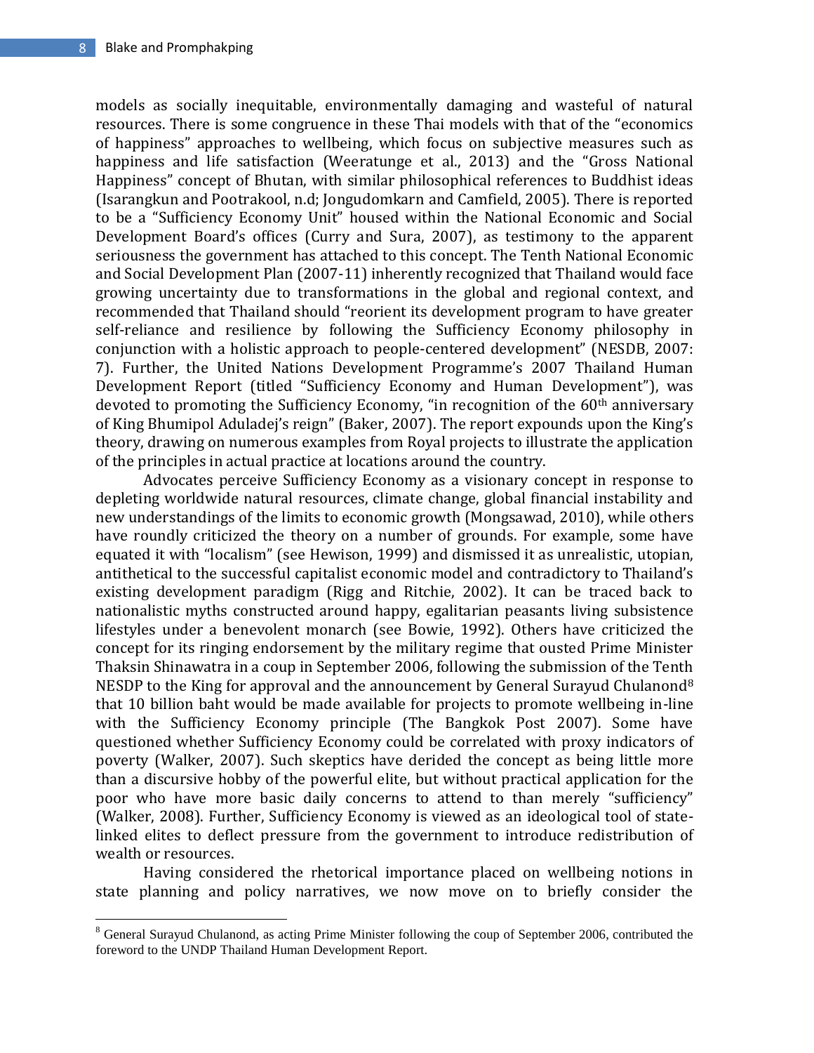models as socially inequitable, environmentally damaging and wasteful of natural resources. There is some congruence in these Thai models with that of the "economics of happiness" approaches to wellbeing, which focus on subjective measures such as happiness and life satisfaction (Weeratunge et al., 2013) and the "Gross National Happiness" concept of Bhutan, with similar philosophical references to Buddhist ideas (Isarangkun and Pootrakool, n.d; Jongudomkarn and Camfield, 2005). There is reported to be a "Sufficiency Economy Unit" housed within the National Economic and Social Development Board's offices (Curry and Sura, 2007), as testimony to the apparent seriousness the government has attached to this concept. The Tenth National Economic and Social Development Plan (2007-11) inherently recognized that Thailand would face growing uncertainty due to transformations in the global and regional context, and recommended that Thailand should "reorient its development program to have greater self-reliance and resilience by following the Sufficiency Economy philosophy in conjunction with a holistic approach to people-centered development" (NESDB, 2007: 7). Further, the United Nations Development Programme's 2007 Thailand Human Development Report (titled "Sufficiency Economy and Human Development"), was devoted to promoting the Sufficiency Economy, "in recognition of the 60th anniversary of King Bhumipol Aduladej's reign" (Baker, 2007). The report expounds upon the King's theory, drawing on numerous examples from Royal projects to illustrate the application of the principles in actual practice at locations around the country.

Advocates perceive Sufficiency Economy as a visionary concept in response to depleting worldwide natural resources, climate change, global financial instability and new understandings of the limits to economic growth (Mongsawad, 2010), while others have roundly criticized the theory on a number of grounds. For example, some have equated it with "localism" (see Hewison, 1999) and dismissed it as unrealistic, utopian, antithetical to the successful capitalist economic model and contradictory to Thailand's existing development paradigm (Rigg and Ritchie, 2002). It can be traced back to nationalistic myths constructed around happy, egalitarian peasants living subsistence lifestyles under a benevolent monarch (see Bowie, 1992). Others have criticized the concept for its ringing endorsement by the military regime that ousted Prime Minister Thaksin Shinawatra in a coup in September 2006, following the submission of the Tenth NESDP to the King for approval and the announcement by General Surayud Chulanond[8] that 10 billion baht would be made available for projects to promote wellbeing in-line with the Sufficiency Economy principle (The Bangkok Post 2007). Some have questioned whether Sufficiency Economy could be correlated with proxy indicators of poverty (Walker, 2007). Such skeptics have derided the concept as being little more than a discursive hobby of the powerful elite, but without practical application for the poor who have more basic daily concerns to attend to than merely "sufficiency" (Walker, 2008). Further, Sufficiency Economy is viewed as an ideological tool of state-linked elites to deflect pressure from the government to introduce redistribution of wealth or resources.

Having considered the rhetorical importance placed on wellbeing notions in state planning and policy narratives, we now move on to briefly consider the

---

[8] General Surayud Chulanond, as acting Prime Minister following the coup of September 2006, contributed the foreword to the UNDP Thailand Human Development Report.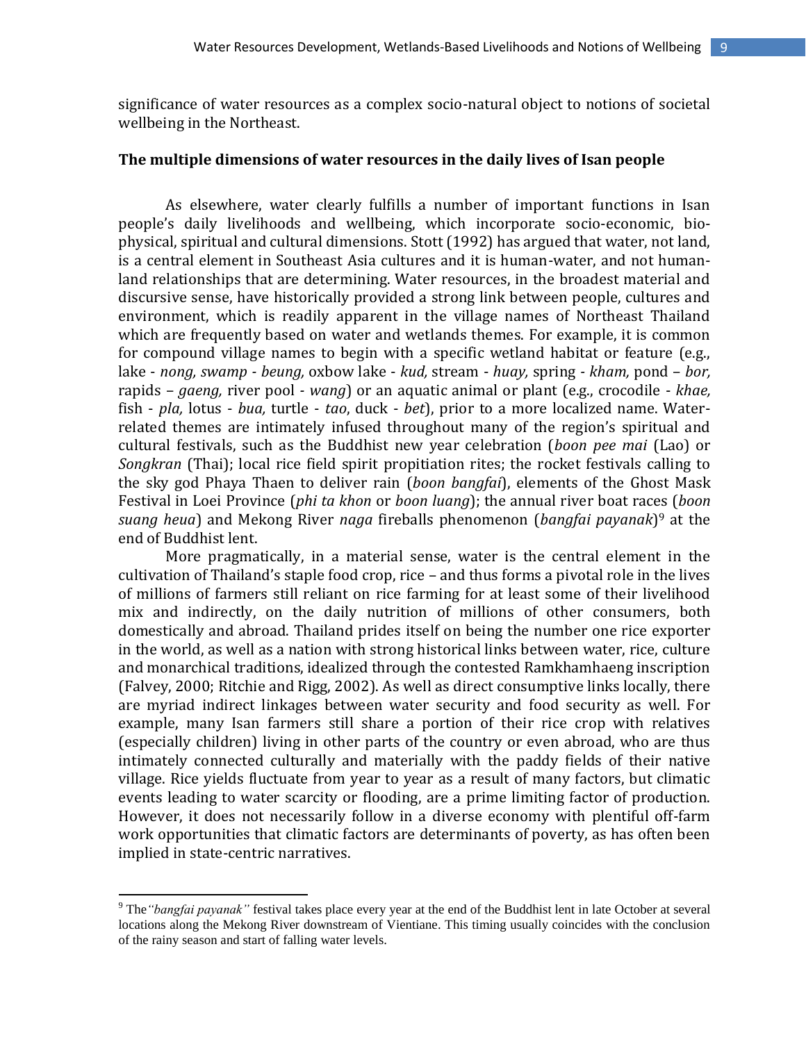significance of water resources as a complex socio-natural object to notions of societal wellbeing in the Northeast.

## The multiple dimensions of water resources in the daily lives of Isan people

As elsewhere, water clearly fulfills a number of important functions in Isan people's daily livelihoods and wellbeing, which incorporate socio-economic, bio-physical, spiritual and cultural dimensions. Stott (1992) has argued that water, not land, is a central element in Southeast Asia cultures and it is human-water, and not human-land relationships that are determining. Water resources, in the broadest material and discursive sense, have historically provided a strong link between people, cultures and environment, which is readily apparent in the village names of Northeast Thailand which are frequently based on water and wetlands themes. For example, it is common for compound village names to begin with a specific wetland habitat or feature (e.g., lake - *nong, swamp* - *beung,* oxbow lake - *kud,* stream - *huay,* spring - *kham,* pond – *bor,* rapids – *gaeng,* river pool - *wang*) or an aquatic animal or plant (e.g., crocodile - *khae,* fish - *pla,* lotus - *bua,* turtle - *tao*, duck - *bet*), prior to a more localized name. Water-related themes are intimately infused throughout many of the region's spiritual and cultural festivals, such as the Buddhist new year celebration (*boon pee mai* (Lao) or *Songkran* (Thai); local rice field spirit propitiation rites; the rocket festivals calling to the sky god Phaya Thaen to deliver rain (*boon bangfai*), elements of the Ghost Mask Festival in Loei Province (*phi ta khon* or *boon luang*); the annual river boat races (*boon suang heua*) and Mekong River *naga* fireballs phenomenon (*bangfai payanak*)[9] at the end of Buddhist lent.

More pragmatically, in a material sense, water is the central element in the cultivation of Thailand's staple food crop, rice – and thus forms a pivotal role in the lives of millions of farmers still reliant on rice farming for at least some of their livelihood mix and indirectly, on the daily nutrition of millions of other consumers, both domestically and abroad. Thailand prides itself on being the number one rice exporter in the world, as well as a nation with strong historical links between water, rice, culture and monarchical traditions, idealized through the contested Ramkhamhaeng inscription (Falvey, 2000; Ritchie and Rigg, 2002). As well as direct consumptive links locally, there are myriad indirect linkages between water security and food security as well. For example, many Isan farmers still share a portion of their rice crop with relatives (especially children) living in other parts of the country or even abroad, who are thus intimately connected culturally and materially with the paddy fields of their native village. Rice yields fluctuate from year to year as a result of many factors, but climatic events leading to water scarcity or flooding, are a prime limiting factor of production. However, it does not necessarily follow in a diverse economy with plentiful off-farm work opportunities that climatic factors are determinants of poverty, as has often been implied in state-centric narratives.

---

[9] The *"bangfai payanak"* festival takes place every year at the end of the Buddhist lent in late October at several locations along the Mekong River downstream of Vientiane. This timing usually coincides with the conclusion of the rainy season and start of falling water levels.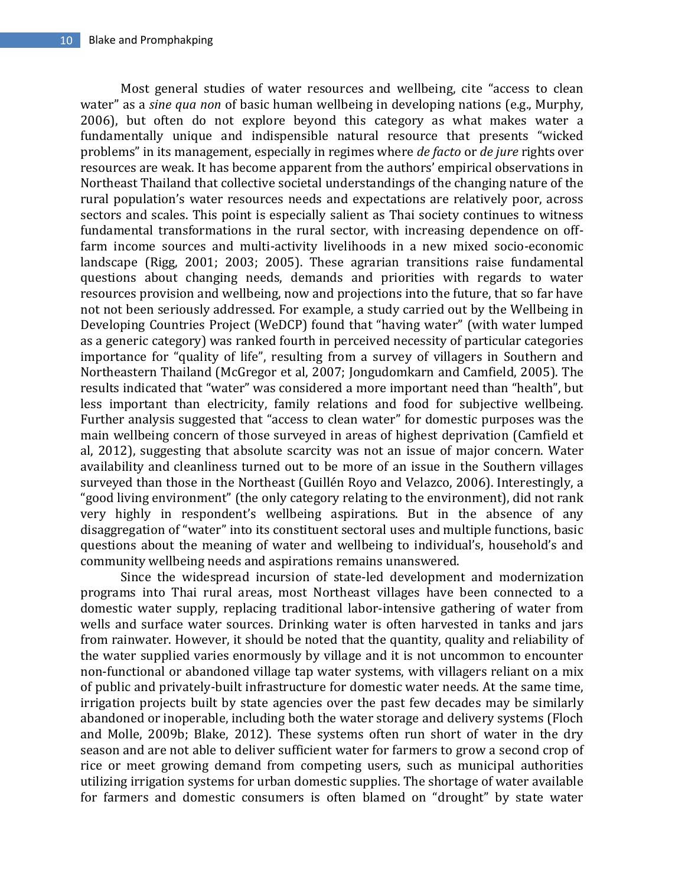Most general studies of water resources and wellbeing, cite “access to clean water” as a *sine qua non* of basic human wellbeing in developing nations (e.g., Murphy, 2006), but often do not explore beyond this category as what makes water a fundamentally unique and indispensible natural resource that presents “wicked problems” in its management, especially in regimes where *de facto* or *de jure* rights over resources are weak. It has become apparent from the authors’ empirical observations in Northeast Thailand that collective societal understandings of the changing nature of the rural population’s water resources needs and expectations are relatively poor, across sectors and scales. This point is especially salient as Thai society continues to witness fundamental transformations in the rural sector, with increasing dependence on off-farm income sources and multi-activity livelihoods in a new mixed socio-economic landscape (Rigg, 2001; 2003; 2005). These agrarian transitions raise fundamental questions about changing needs, demands and priorities with regards to water resources provision and wellbeing, now and projections into the future, that so far have not not been seriously addressed. For example, a study carried out by the Wellbeing in Developing Countries Project (WeDCP) found that “having water” (with water lumped as a generic category) was ranked fourth in perceived necessity of particular categories importance for “quality of life”, resulting from a survey of villagers in Southern and Northeastern Thailand (McGregor et al, 2007; Jongudomkarn and Camfield, 2005). The results indicated that “water” was considered a more important need than “health”, but less important than electricity, family relations and food for subjective wellbeing. Further analysis suggested that “access to clean water” for domestic purposes was the main wellbeing concern of those surveyed in areas of highest deprivation (Camfield et al, 2012), suggesting that absolute scarcity was not an issue of major concern. Water availability and cleanliness turned out to be more of an issue in the Southern villages surveyed than those in the Northeast (Guillén Royo and Velazco, 2006). Interestingly, a “good living environment” (the only category relating to the environment), did not rank very highly in respondent’s wellbeing aspirations. But in the absence of any disaggregation of “water” into its constituent sectoral uses and multiple functions, basic questions about the meaning of water and wellbeing to individual’s, household’s and community wellbeing needs and aspirations remains unanswered.

Since the widespread incursion of state-led development and modernization programs into Thai rural areas, most Northeast villages have been connected to a domestic water supply, replacing traditional labor-intensive gathering of water from wells and surface water sources. Drinking water is often harvested in tanks and jars from rainwater. However, it should be noted that the quantity, quality and reliability of the water supplied varies enormously by village and it is not uncommon to encounter non-functional or abandoned village tap water systems, with villagers reliant on a mix of public and privately-built infrastructure for domestic water needs. At the same time, irrigation projects built by state agencies over the past few decades may be similarly abandoned or inoperable, including both the water storage and delivery systems (Floch and Molle, 2009b; Blake, 2012). These systems often run short of water in the dry season and are not able to deliver sufficient water for farmers to grow a second crop of rice or meet growing demand from competing users, such as municipal authorities utilizing irrigation systems for urban domestic supplies. The shortage of water available for farmers and domestic consumers is often blamed on “drought” by state water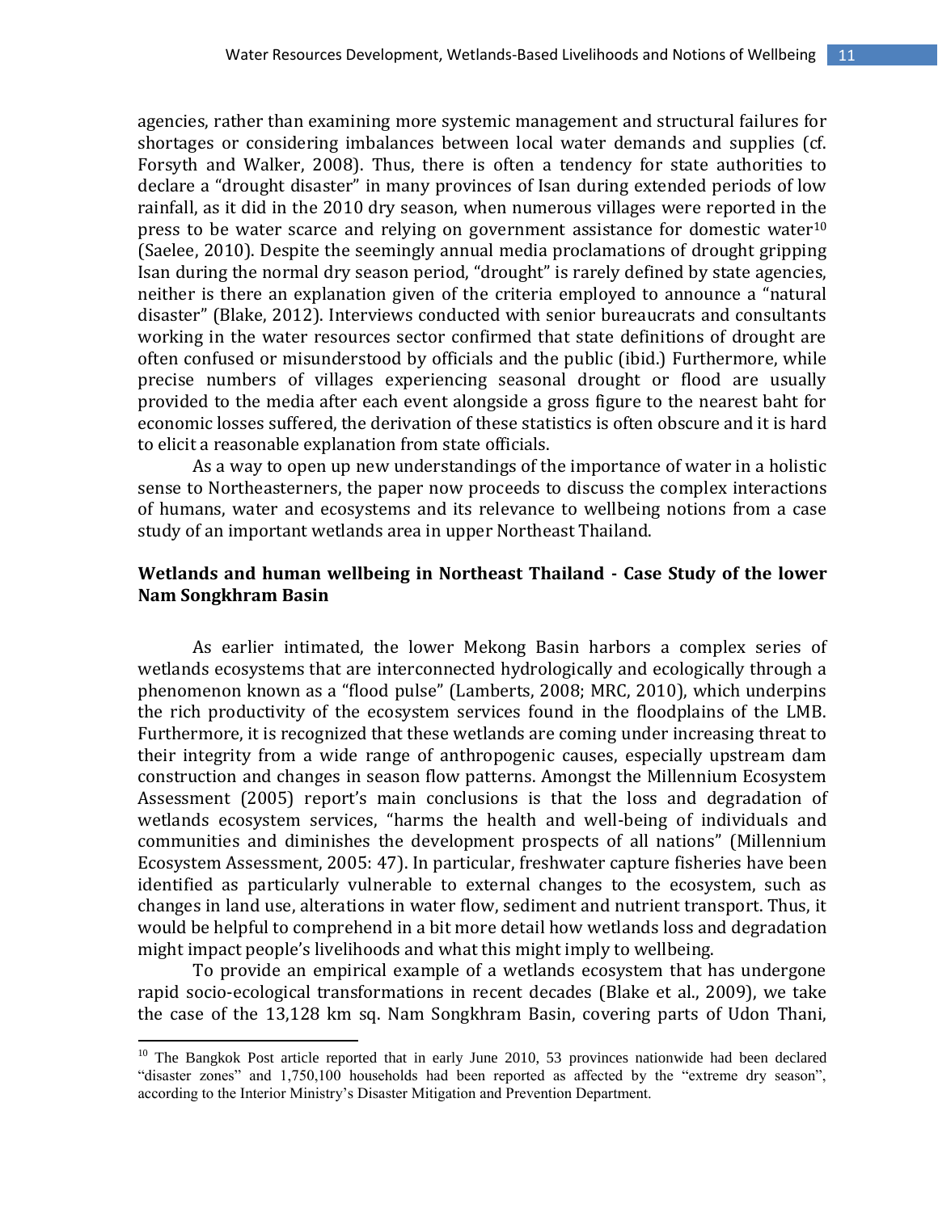agencies, rather than examining more systemic management and structural failures for shortages or considering imbalances between local water demands and supplies (cf. Forsyth and Walker, 2008). Thus, there is often a tendency for state authorities to declare a "drought disaster" in many provinces of Isan during extended periods of low rainfall, as it did in the 2010 dry season, when numerous villages were reported in the press to be water scarce and relying on government assistance for domestic water[10] (Saelee, 2010). Despite the seemingly annual media proclamations of drought gripping Isan during the normal dry season period, "drought" is rarely defined by state agencies, neither is there an explanation given of the criteria employed to announce a "natural disaster" (Blake, 2012). Interviews conducted with senior bureaucrats and consultants working in the water resources sector confirmed that state definitions of drought are often confused or misunderstood by officials and the public (ibid.) Furthermore, while precise numbers of villages experiencing seasonal drought or flood are usually provided to the media after each event alongside a gross figure to the nearest baht for economic losses suffered, the derivation of these statistics is often obscure and it is hard to elicit a reasonable explanation from state officials.

As a way to open up new understandings of the importance of water in a holistic sense to Northeasterners, the paper now proceeds to discuss the complex interactions of humans, water and ecosystems and its relevance to wellbeing notions from a case study of an important wetlands area in upper Northeast Thailand.

## Wetlands and human wellbeing in Northeast Thailand - Case Study of the lower Nam Songkhram Basin

As earlier intimated, the lower Mekong Basin harbors a complex series of wetlands ecosystems that are interconnected hydrologically and ecologically through a phenomenon known as a "flood pulse" (Lamberts, 2008; MRC, 2010), which underpins the rich productivity of the ecosystem services found in the floodplains of the LMB. Furthermore, it is recognized that these wetlands are coming under increasing threat to their integrity from a wide range of anthropogenic causes, especially upstream dam construction and changes in season flow patterns. Amongst the Millennium Ecosystem Assessment (2005) report's main conclusions is that the loss and degradation of wetlands ecosystem services, "harms the health and well-being of individuals and communities and diminishes the development prospects of all nations" (Millennium Ecosystem Assessment, 2005: 47). In particular, freshwater capture fisheries have been identified as particularly vulnerable to external changes to the ecosystem, such as changes in land use, alterations in water flow, sediment and nutrient transport. Thus, it would be helpful to comprehend in a bit more detail how wetlands loss and degradation might impact people's livelihoods and what this might imply to wellbeing.

To provide an empirical example of a wetlands ecosystem that has undergone rapid socio-ecological transformations in recent decades (Blake et al., 2009), we take the case of the 13,128 km sq. Nam Songkhram Basin, covering parts of Udon Thani,

[10] The Bangkok Post article reported that in early June 2010, 53 provinces nationwide had been declared "disaster zones" and 1,750,100 households had been reported as affected by the "extreme dry season", according to the Interior Ministry's Disaster Mitigation and Prevention Department.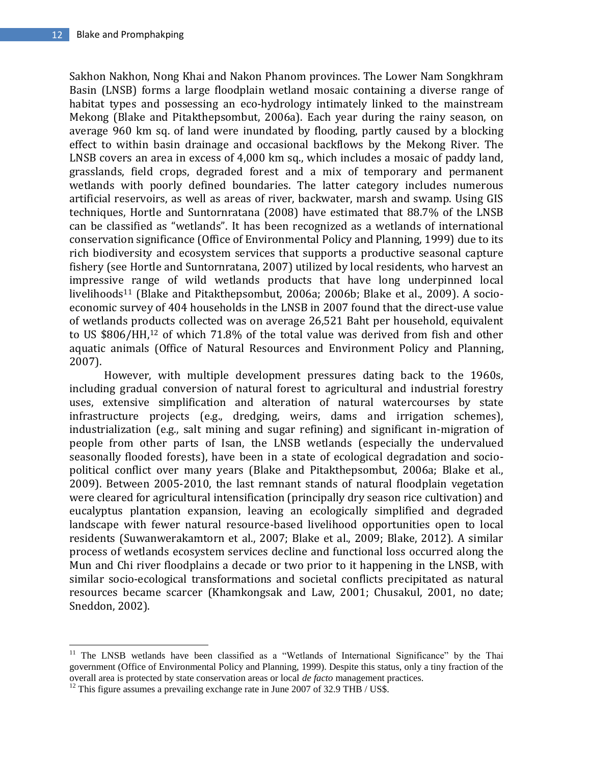Sakhon Nakhon, Nong Khai and Nakon Phanom provinces. The Lower Nam Songkhram Basin (LNSB) forms a large floodplain wetland mosaic containing a diverse range of habitat types and possessing an eco-hydrology intimately linked to the mainstream Mekong (Blake and Pitakthepsombut, 2006a). Each year during the rainy season, on average 960 km sq. of land were inundated by flooding, partly caused by a blocking effect to within basin drainage and occasional backflows by the Mekong River. The LNSB covers an area in excess of 4,000 km sq., which includes a mosaic of paddy land, grasslands, field crops, degraded forest and a mix of temporary and permanent wetlands with poorly defined boundaries. The latter category includes numerous artificial reservoirs, as well as areas of river, backwater, marsh and swamp. Using GIS techniques, Hortle and Suntornratana (2008) have estimated that 88.7% of the LNSB can be classified as "wetlands". It has been recognized as a wetlands of international conservation significance (Office of Environmental Policy and Planning, 1999) due to its rich biodiversity and ecosystem services that supports a productive seasonal capture fishery (see Hortle and Suntornratana, 2007) utilized by local residents, who harvest an impressive range of wild wetlands products that have long underpinned local livelihoods[11] (Blake and Pitakthepsombut, 2006a; 2006b; Blake et al., 2009). A socio-economic survey of 404 households in the LNSB in 2007 found that the direct-use value of wetlands products collected was on average 26,521 Baht per household, equivalent to US $806/HH,[12] of which 71.8% of the total value was derived from fish and other aquatic animals (Office of Natural Resources and Environment Policy and Planning, 2007).

However, with multiple development pressures dating back to the 1960s, including gradual conversion of natural forest to agricultural and industrial forestry uses, extensive simplification and alteration of natural watercourses by state infrastructure projects (e.g., dredging, weirs, dams and irrigation schemes), industrialization (e.g., salt mining and sugar refining) and significant in-migration of people from other parts of Isan, the LNSB wetlands (especially the undervalued seasonally flooded forests), have been in a state of ecological degradation and socio-political conflict over many years (Blake and Pitakthepsombut, 2006a; Blake et al., 2009). Between 2005-2010, the last remnant stands of natural floodplain vegetation were cleared for agricultural intensification (principally dry season rice cultivation) and eucalyptus plantation expansion, leaving an ecologically simplified and degraded landscape with fewer natural resource-based livelihood opportunities open to local residents (Suwanwerakamtorn et al., 2007; Blake et al., 2009; Blake, 2012). A similar process of wetlands ecosystem services decline and functional loss occurred along the Mun and Chi river floodplains a decade or two prior to it happening in the LNSB, with similar socio-ecological transformations and societal conflicts precipitated as natural resources became scarcer (Khamkongsak and Law, 2001; Chusakul, 2001, no date; Sneddon, 2002).

---

[11] The LNSB wetlands have been classified as a "Wetlands of International Significance" by the Thai government (Office of Environmental Policy and Planning, 1999). Despite this status, only a tiny fraction of the overall area is protected by state conservation areas or local *de facto* management practices.

[12] This figure assumes a prevailing exchange rate in June 2007 of 32.9 THB / US$.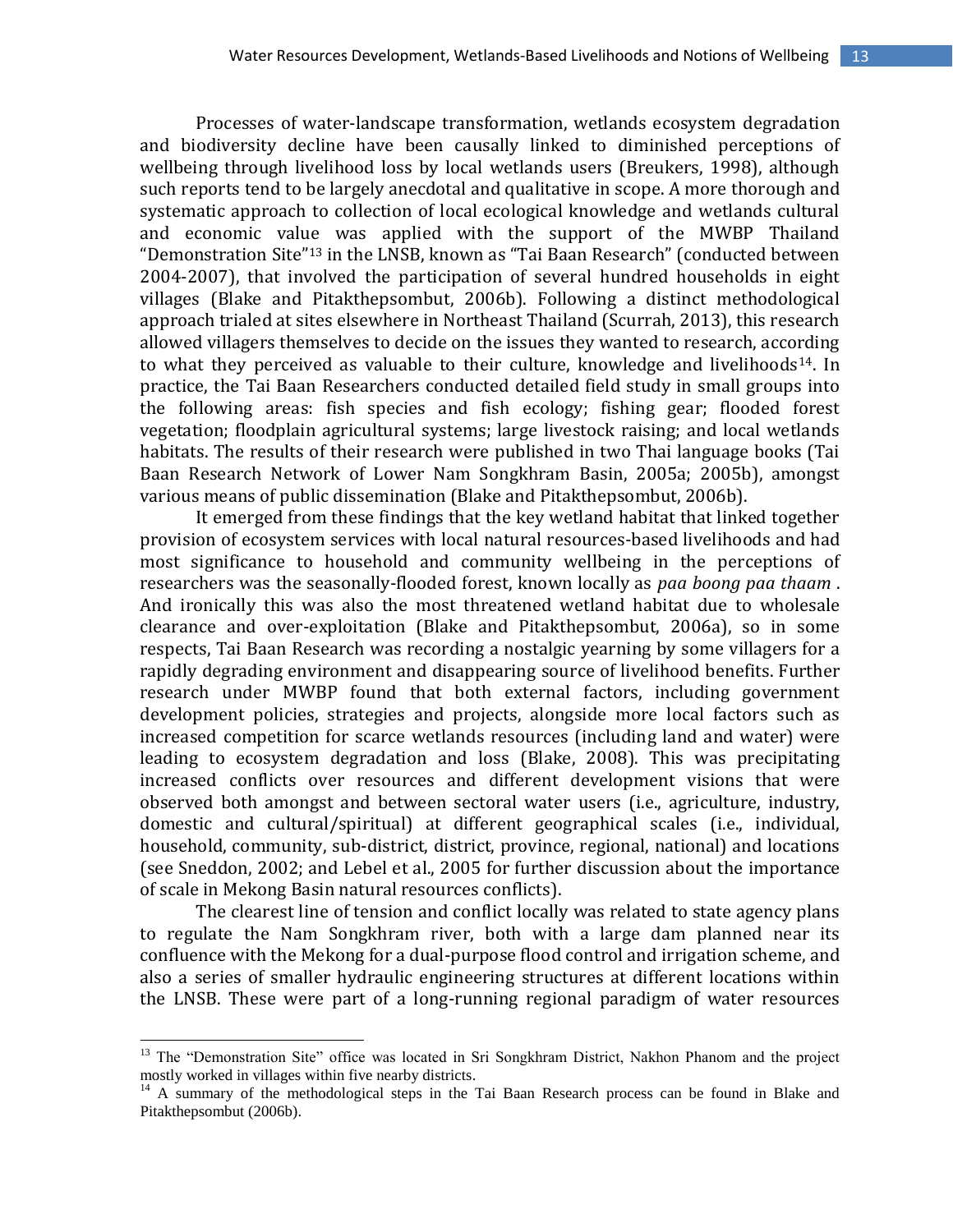Processes of water-landscape transformation, wetlands ecosystem degradation and biodiversity decline have been causally linked to diminished perceptions of wellbeing through livelihood loss by local wetlands users (Breukers, 1998), although such reports tend to be largely anecdotal and qualitative in scope. A more thorough and systematic approach to collection of local ecological knowledge and wetlands cultural and economic value was applied with the support of the MWBP Thailand "Demonstration Site"[13] in the LNSB, known as "Tai Baan Research" (conducted between 2004-2007), that involved the participation of several hundred households in eight villages (Blake and Pitakthepsombut, 2006b). Following a distinct methodological approach trialed at sites elsewhere in Northeast Thailand (Scurrah, 2013), this research allowed villagers themselves to decide on the issues they wanted to research, according to what they perceived as valuable to their culture, knowledge and livelihoods[14]. In practice, the Tai Baan Researchers conducted detailed field study in small groups into the following areas: fish species and fish ecology; fishing gear; flooded forest vegetation; floodplain agricultural systems; large livestock raising; and local wetlands habitats. The results of their research were published in two Thai language books (Tai Baan Research Network of Lower Nam Songkhram Basin, 2005a; 2005b), amongst various means of public dissemination (Blake and Pitakthepsombut, 2006b).

It emerged from these findings that the key wetland habitat that linked together provision of ecosystem services with local natural resources-based livelihoods and had most significance to household and community wellbeing in the perceptions of researchers was the seasonally-flooded forest, known locally as *paa boong paa thaam* . And ironically this was also the most threatened wetland habitat due to wholesale clearance and over-exploitation (Blake and Pitakthepsombut, 2006a), so in some respects, Tai Baan Research was recording a nostalgic yearning by some villagers for a rapidly degrading environment and disappearing source of livelihood benefits. Further research under MWBP found that both external factors, including government development policies, strategies and projects, alongside more local factors such as increased competition for scarce wetlands resources (including land and water) were leading to ecosystem degradation and loss (Blake, 2008). This was precipitating increased conflicts over resources and different development visions that were observed both amongst and between sectoral water users (i.e., agriculture, industry, domestic and cultural/spiritual) at different geographical scales (i.e., individual, household, community, sub-district, district, province, regional, national) and locations (see Sneddon, 2002; and Lebel et al., 2005 for further discussion about the importance of scale in Mekong Basin natural resources conflicts).

The clearest line of tension and conflict locally was related to state agency plans to regulate the Nam Songkhram river, both with a large dam planned near its confluence with the Mekong for a dual-purpose flood control and irrigation scheme, and also a series of smaller hydraulic engineering structures at different locations within the LNSB. These were part of a long-running regional paradigm of water resources

---

[13] The "Demonstration Site" office was located in Sri Songkhram District, Nakhon Phanom and the project mostly worked in villages within five nearby districts.

[14] A summary of the methodological steps in the Tai Baan Research process can be found in Blake and Pitakthepsombut (2006b).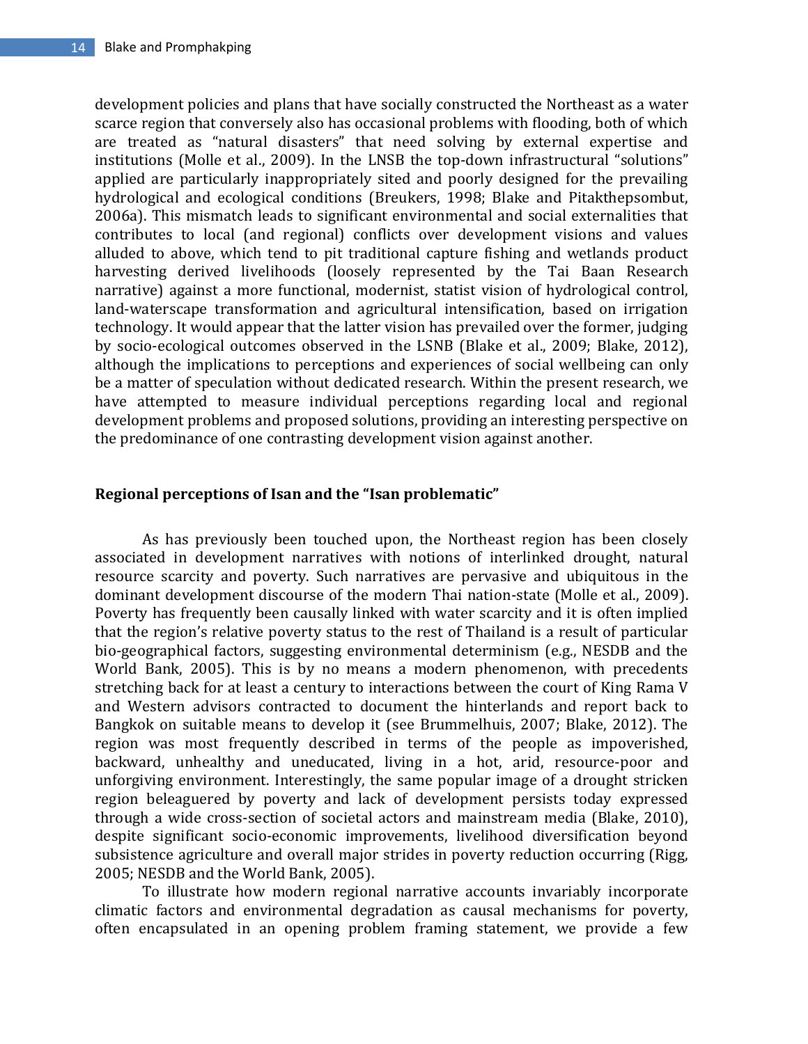development policies and plans that have socially constructed the Northeast as a water scarce region that conversely also has occasional problems with flooding, both of which are treated as "natural disasters" that need solving by external expertise and institutions (Molle et al., 2009). In the LNSB the top-down infrastructural "solutions" applied are particularly inappropriately sited and poorly designed for the prevailing hydrological and ecological conditions (Breukers, 1998; Blake and Pitakthepsombut, 2006a). This mismatch leads to significant environmental and social externalities that contributes to local (and regional) conflicts over development visions and values alluded to above, which tend to pit traditional capture fishing and wetlands product harvesting derived livelihoods (loosely represented by the Tai Baan Research narrative) against a more functional, modernist, statist vision of hydrological control, land-waterscape transformation and agricultural intensification, based on irrigation technology. It would appear that the latter vision has prevailed over the former, judging by socio-ecological outcomes observed in the LSNB (Blake et al., 2009; Blake, 2012), although the implications to perceptions and experiences of social wellbeing can only be a matter of speculation without dedicated research. Within the present research, we have attempted to measure individual perceptions regarding local and regional development problems and proposed solutions, providing an interesting perspective on the predominance of one contrasting development vision against another.

## Regional perceptions of Isan and the "Isan problematic"

As has previously been touched upon, the Northeast region has been closely associated in development narratives with notions of interlinked drought, natural resource scarcity and poverty. Such narratives are pervasive and ubiquitous in the dominant development discourse of the modern Thai nation-state (Molle et al., 2009). Poverty has frequently been causally linked with water scarcity and it is often implied that the region's relative poverty status to the rest of Thailand is a result of particular bio-geographical factors, suggesting environmental determinism (e.g., NESDB and the World Bank, 2005). This is by no means a modern phenomenon, with precedents stretching back for at least a century to interactions between the court of King Rama V and Western advisors contracted to document the hinterlands and report back to Bangkok on suitable means to develop it (see Brummelhuis, 2007; Blake, 2012). The region was most frequently described in terms of the people as impoverished, backward, unhealthy and uneducated, living in a hot, arid, resource-poor and unforgiving environment. Interestingly, the same popular image of a drought stricken region beleaguered by poverty and lack of development persists today expressed through a wide cross-section of societal actors and mainstream media (Blake, 2010), despite significant socio-economic improvements, livelihood diversification beyond subsistence agriculture and overall major strides in poverty reduction occurring (Rigg, 2005; NESDB and the World Bank, 2005).

To illustrate how modern regional narrative accounts invariably incorporate climatic factors and environmental degradation as causal mechanisms for poverty, often encapsulated in an opening problem framing statement, we provide a few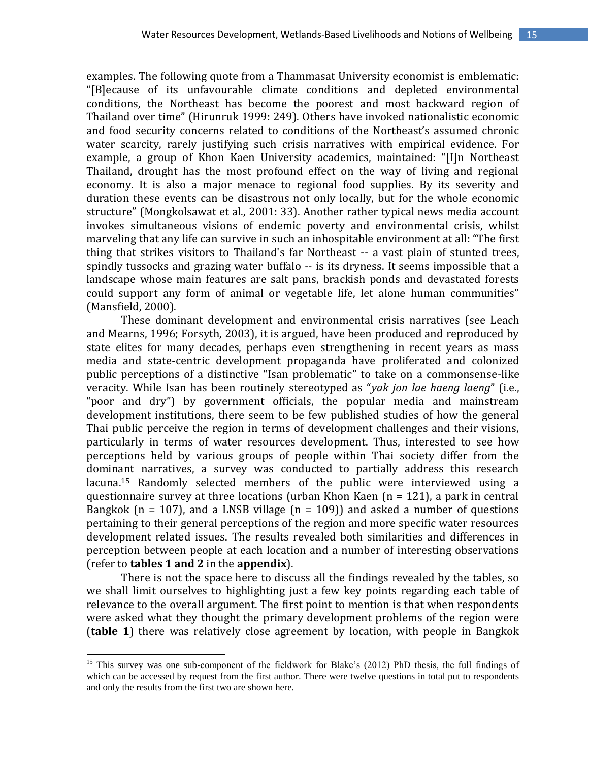examples. The following quote from a Thammasat University economist is emblematic: "[B]ecause of its unfavourable climate conditions and depleted environmental conditions, the Northeast has become the poorest and most backward region of Thailand over time" (Hirunruk 1999: 249). Others have invoked nationalistic economic and food security concerns related to conditions of the Northeast's assumed chronic water scarcity, rarely justifying such crisis narratives with empirical evidence. For example, a group of Khon Kaen University academics, maintained: "[I]n Northeast Thailand, drought has the most profound effect on the way of living and regional economy. It is also a major menace to regional food supplies. By its severity and duration these events can be disastrous not only locally, but for the whole economic structure" (Mongkolsawat et al., 2001: 33). Another rather typical news media account invokes simultaneous visions of endemic poverty and environmental crisis, whilst marveling that any life can survive in such an inhospitable environment at all: "The first thing that strikes visitors to Thailand's far Northeast -- a vast plain of stunted trees, spindly tussocks and grazing water buffalo -- is its dryness. It seems impossible that a landscape whose main features are salt pans, brackish ponds and devastated forests could support any form of animal or vegetable life, let alone human communities" (Mansfield, 2000).

These dominant development and environmental crisis narratives (see Leach and Mearns, 1996; Forsyth, 2003), it is argued, have been produced and reproduced by state elites for many decades, perhaps even strengthening in recent years as mass media and state-centric development propaganda have proliferated and colonized public perceptions of a distinctive "Isan problematic" to take on a commonsense-like veracity. While Isan has been routinely stereotyped as "*yak jon lae haeng laeng*" (i.e., "poor and dry") by government officials, the popular media and mainstream development institutions, there seem to be few published studies of how the general Thai public perceive the region in terms of development challenges and their visions, particularly in terms of water resources development. Thus, interested to see how perceptions held by various groups of people within Thai society differ from the dominant narratives, a survey was conducted to partially address this research lacuna.[15] Randomly selected members of the public were interviewed using a questionnaire survey at three locations (urban Khon Kaen (n = 121), a park in central Bangkok (n = 107), and a LNSB village (n = 109)) and asked a number of questions pertaining to their general perceptions of the region and more specific water resources development related issues. The results revealed both similarities and differences in perception between people at each location and a number of interesting observations (refer to **tables 1 and 2** in the **appendix**).

There is not the space here to discuss all the findings revealed by the tables, so we shall limit ourselves to highlighting just a few key points regarding each table of relevance to the overall argument. The first point to mention is that when respondents were asked what they thought the primary development problems of the region were (**table 1**) there was relatively close agreement by location, with people in Bangkok

[15] This survey was one sub-component of the fieldwork for Blake's (2012) PhD thesis, the full findings of which can be accessed by request from the first author. There were twelve questions in total put to respondents and only the results from the first two are shown here.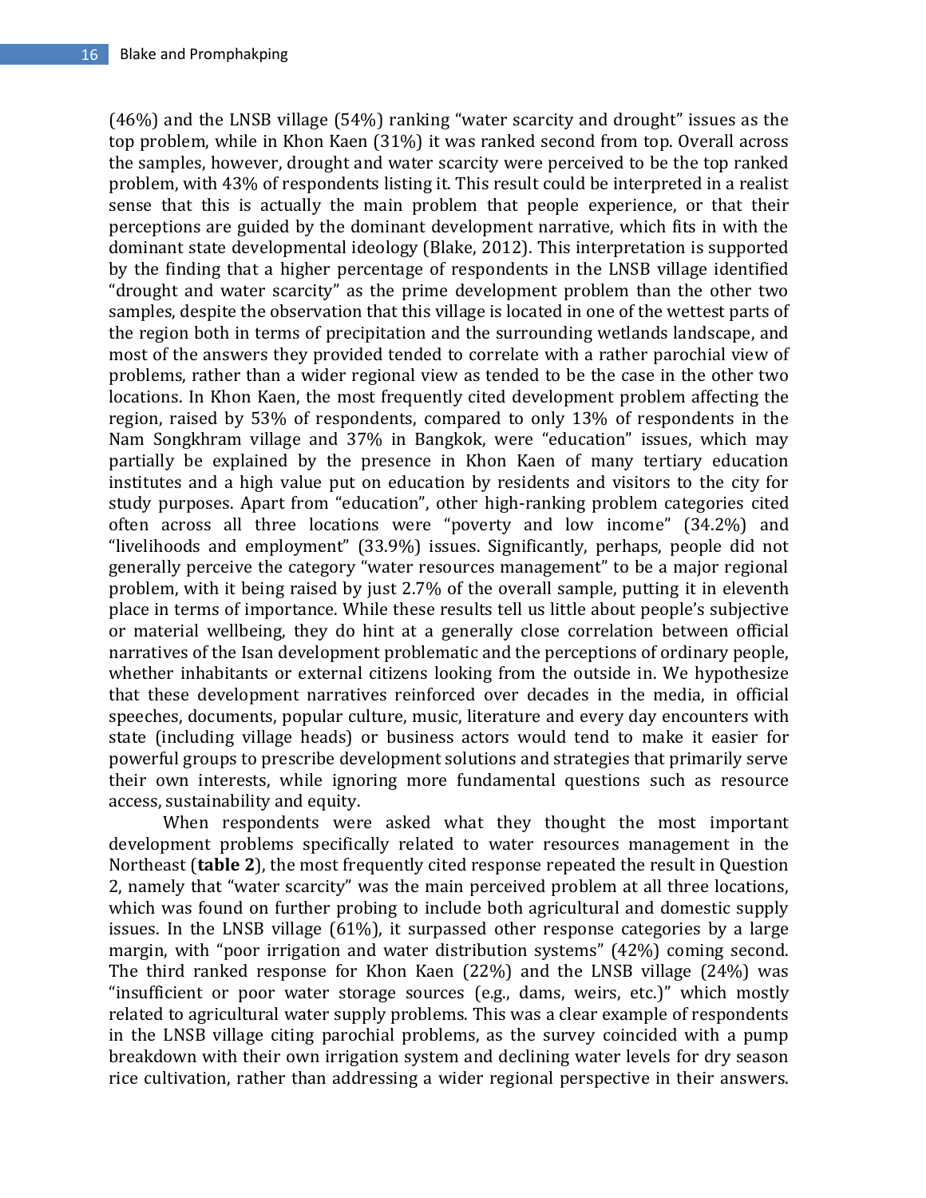(46%) and the LNSB village (54%) ranking "water scarcity and drought" issues as the top problem, while in Khon Kaen (31%) it was ranked second from top. Overall across the samples, however, drought and water scarcity were perceived to be the top ranked problem, with 43% of respondents listing it. This result could be interpreted in a realist sense that this is actually the main problem that people experience, or that their perceptions are guided by the dominant development narrative, which fits in with the dominant state developmental ideology (Blake, 2012). This interpretation is supported by the finding that a higher percentage of respondents in the LNSB village identified "drought and water scarcity" as the prime development problem than the other two samples, despite the observation that this village is located in one of the wettest parts of the region both in terms of precipitation and the surrounding wetlands landscape, and most of the answers they provided tended to correlate with a rather parochial view of problems, rather than a wider regional view as tended to be the case in the other two locations. In Khon Kaen, the most frequently cited development problem affecting the region, raised by 53% of respondents, compared to only 13% of respondents in the Nam Songkhram village and 37% in Bangkok, were "education" issues, which may partially be explained by the presence in Khon Kaen of many tertiary education institutes and a high value put on education by residents and visitors to the city for study purposes. Apart from "education", other high-ranking problem categories cited often across all three locations were "poverty and low income" (34.2%) and "livelihoods and employment" (33.9%) issues. Significantly, perhaps, people did not generally perceive the category "water resources management" to be a major regional problem, with it being raised by just 2.7% of the overall sample, putting it in eleventh place in terms of importance. While these results tell us little about people's subjective or material wellbeing, they do hint at a generally close correlation between official narratives of the Isan development problematic and the perceptions of ordinary people, whether inhabitants or external citizens looking from the outside in. We hypothesize that these development narratives reinforced over decades in the media, in official speeches, documents, popular culture, music, literature and every day encounters with state (including village heads) or business actors would tend to make it easier for powerful groups to prescribe development solutions and strategies that primarily serve their own interests, while ignoring more fundamental questions such as resource access, sustainability and equity.

When respondents were asked what they thought the most important development problems specifically related to water resources management in the Northeast (**table 2**), the most frequently cited response repeated the result in Question 2, namely that "water scarcity" was the main perceived problem at all three locations, which was found on further probing to include both agricultural and domestic supply issues. In the LNSB village (61%), it surpassed other response categories by a large margin, with "poor irrigation and water distribution systems" (42%) coming second. The third ranked response for Khon Kaen (22%) and the LNSB village (24%) was "insufficient or poor water storage sources (e.g., dams, weirs, etc.)" which mostly related to agricultural water supply problems. This was a clear example of respondents in the LNSB village citing parochial problems, as the survey coincided with a pump breakdown with their own irrigation system and declining water levels for dry season rice cultivation, rather than addressing a wider regional perspective in their answers.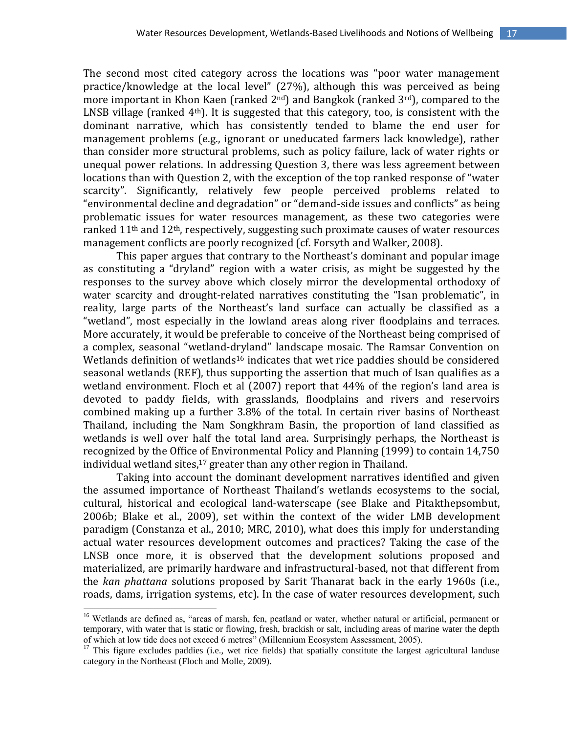The second most cited category across the locations was "poor water management practice/knowledge at the local level" (27%), although this was perceived as being more important in Khon Kaen (ranked 2nd) and Bangkok (ranked 3rd), compared to the LNSB village (ranked 4th). It is suggested that this category, too, is consistent with the dominant narrative, which has consistently tended to blame the end user for management problems (e.g., ignorant or uneducated farmers lack knowledge), rather than consider more structural problems, such as policy failure, lack of water rights or unequal power relations. In addressing Question 3, there was less agreement between locations than with Question 2, with the exception of the top ranked response of "water scarcity". Significantly, relatively few people perceived problems related to "environmental decline and degradation" or "demand-side issues and conflicts" as being problematic issues for water resources management, as these two categories were ranked 11th and 12th, respectively, suggesting such proximate causes of water resources management conflicts are poorly recognized (cf. Forsyth and Walker, 2008).

This paper argues that contrary to the Northeast's dominant and popular image as constituting a "dryland" region with a water crisis, as might be suggested by the responses to the survey above which closely mirror the developmental orthodoxy of water scarcity and drought-related narratives constituting the "Isan problematic", in reality, large parts of the Northeast's land surface can actually be classified as a "wetland", most especially in the lowland areas along river floodplains and terraces. More accurately, it would be preferable to conceive of the Northeast being comprised of a complex, seasonal "wetland-dryland" landscape mosaic. The Ramsar Convention on Wetlands definition of wetlands[16] indicates that wet rice paddies should be considered seasonal wetlands (REF), thus supporting the assertion that much of Isan qualifies as a wetland environment. Floch et al (2007) report that 44% of the region's land area is devoted to paddy fields, with grasslands, floodplains and rivers and reservoirs combined making up a further 3.8% of the total. In certain river basins of Northeast Thailand, including the Nam Songkhram Basin, the proportion of land classified as wetlands is well over half the total land area. Surprisingly perhaps, the Northeast is recognized by the Office of Environmental Policy and Planning (1999) to contain 14,750 individual wetland sites,[17] greater than any other region in Thailand.

Taking into account the dominant development narratives identified and given the assumed importance of Northeast Thailand's wetlands ecosystems to the social, cultural, historical and ecological land-waterscape (see Blake and Pitakthepsombut, 2006b; Blake et al., 2009), set within the context of the wider LMB development paradigm (Constanza et al., 2010; MRC, 2010), what does this imply for understanding actual water resources development outcomes and practices? Taking the case of the LNSB once more, it is observed that the development solutions proposed and materialized, are primarily hardware and infrastructural-based, not that different from the *kan phattana* solutions proposed by Sarit Thanarat back in the early 1960s (i.e., roads, dams, irrigation systems, etc). In the case of water resources development, such

[16] Wetlands are defined as, "areas of marsh, fen, peatland or water, whether natural or artificial, permanent or temporary, with water that is static or flowing, fresh, brackish or salt, including areas of marine water the depth of which at low tide does not exceed 6 metres" (Millennium Ecosystem Assessment, 2005).

[17] This figure excludes paddies (i.e., wet rice fields) that spatially constitute the largest agricultural landuse category in the Northeast (Floch and Molle, 2009).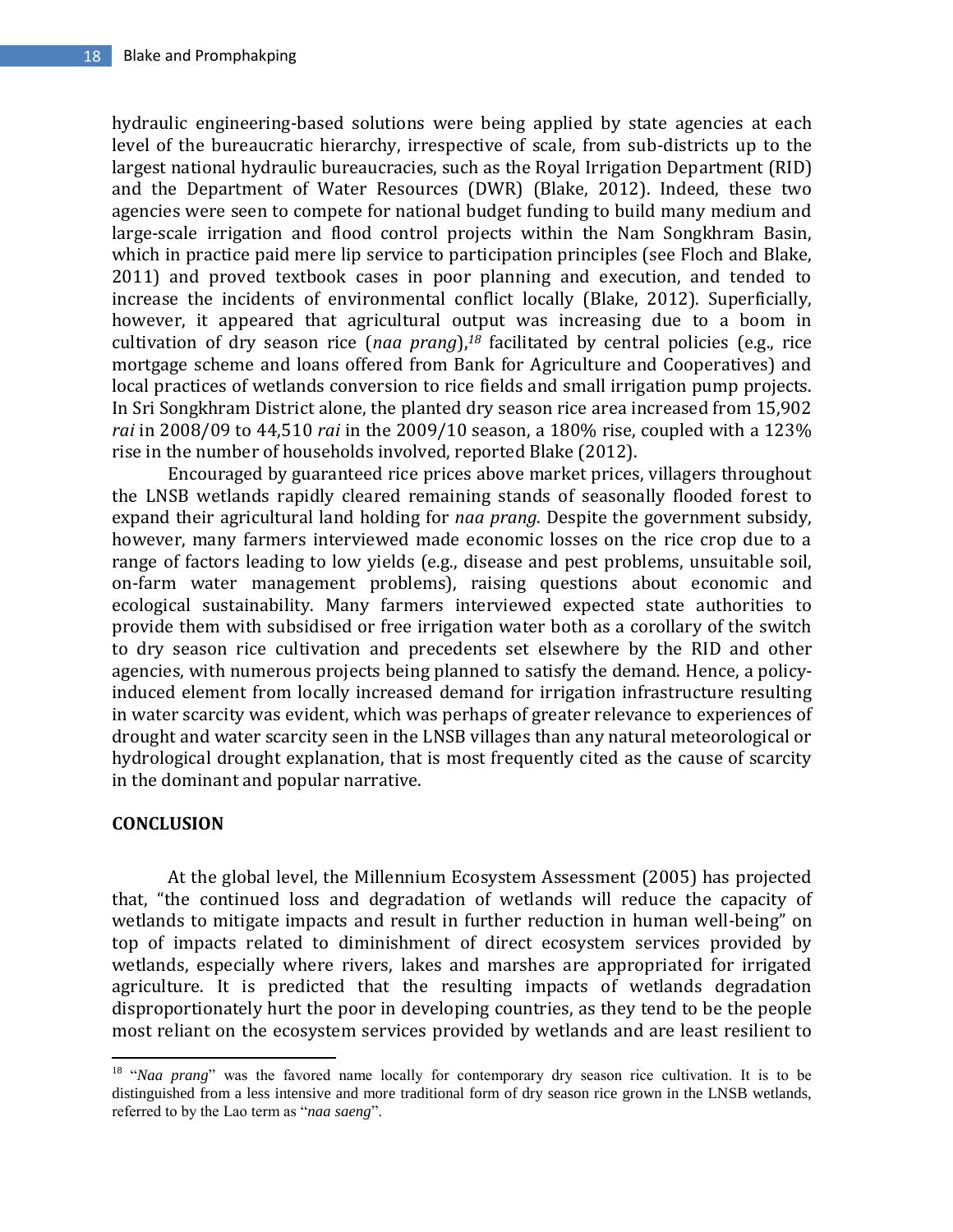hydraulic engineering-based solutions were being applied by state agencies at each level of the bureaucratic hierarchy, irrespective of scale, from sub-districts up to the largest national hydraulic bureaucracies, such as the Royal Irrigation Department (RID) and the Department of Water Resources (DWR) (Blake, 2012). Indeed, these two agencies were seen to compete for national budget funding to build many medium and large-scale irrigation and flood control projects within the Nam Songkhram Basin, which in practice paid mere lip service to participation principles (see Floch and Blake, 2011) and proved textbook cases in poor planning and execution, and tended to increase the incidents of environmental conflict locally (Blake, 2012). Superficially, however, it appeared that agricultural output was increasing due to a boom in cultivation of dry season rice (*naa prang*),[18] facilitated by central policies (e.g., rice mortgage scheme and loans offered from Bank for Agriculture and Cooperatives) and local practices of wetlands conversion to rice fields and small irrigation pump projects. In Sri Songkhram District alone, the planted dry season rice area increased from 15,902 *rai* in 2008/09 to 44,510 *rai* in the 2009/10 season, a 180% rise, coupled with a 123% rise in the number of households involved, reported Blake (2012).

Encouraged by guaranteed rice prices above market prices, villagers throughout the LNSB wetlands rapidly cleared remaining stands of seasonally flooded forest to expand their agricultural land holding for *naa prang*. Despite the government subsidy, however, many farmers interviewed made economic losses on the rice crop due to a range of factors leading to low yields (e.g., disease and pest problems, unsuitable soil, on-farm water management problems), raising questions about economic and ecological sustainability. Many farmers interviewed expected state authorities to provide them with subsidised or free irrigation water both as a corollary of the switch to dry season rice cultivation and precedents set elsewhere by the RID and other agencies, with numerous projects being planned to satisfy the demand. Hence, a policy-induced element from locally increased demand for irrigation infrastructure resulting in water scarcity was evident, which was perhaps of greater relevance to experiences of drought and water scarcity seen in the LNSB villages than any natural meteorological or hydrological drought explanation, that is most frequently cited as the cause of scarcity in the dominant and popular narrative.

## CONCLUSION

At the global level, the Millennium Ecosystem Assessment (2005) has projected that, "the continued loss and degradation of wetlands will reduce the capacity of wetlands to mitigate impacts and result in further reduction in human well-being" on top of impacts related to diminishment of direct ecosystem services provided by wetlands, especially where rivers, lakes and marshes are appropriated for irrigated agriculture. It is predicted that the resulting impacts of wetlands degradation disproportionately hurt the poor in developing countries, as they tend to be the people most reliant on the ecosystem services provided by wetlands and are least resilient to

---

[18] "*Naa prang*" was the favored name locally for contemporary dry season rice cultivation. It is to be distinguished from a less intensive and more traditional form of dry season rice grown in the LNSB wetlands, referred to by the Lao term as "*naa saeng*".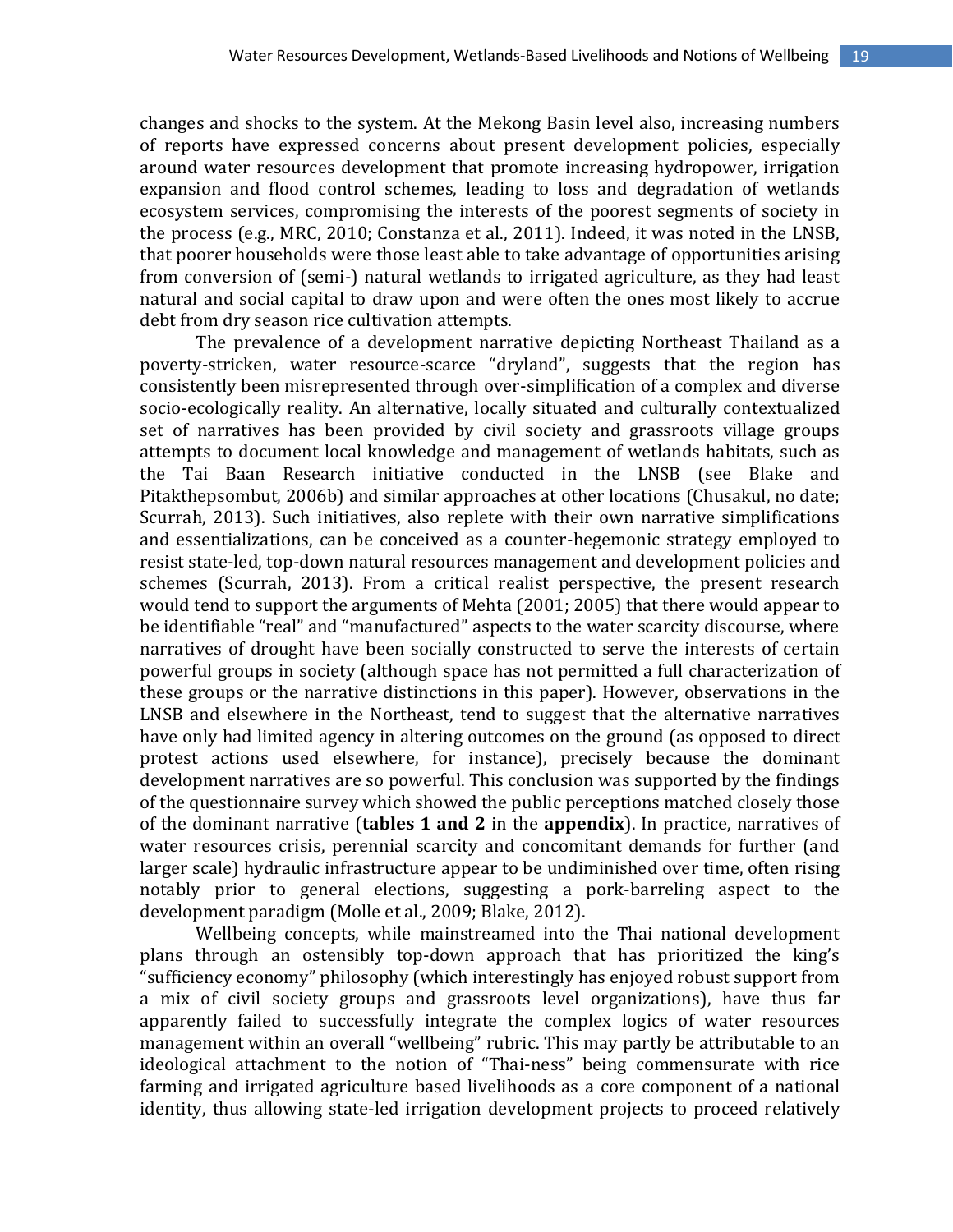changes and shocks to the system. At the Mekong Basin level also, increasing numbers of reports have expressed concerns about present development policies, especially around water resources development that promote increasing hydropower, irrigation expansion and flood control schemes, leading to loss and degradation of wetlands ecosystem services, compromising the interests of the poorest segments of society in the process (e.g., MRC, 2010; Constanza et al., 2011). Indeed, it was noted in the LNSB, that poorer households were those least able to take advantage of opportunities arising from conversion of (semi-) natural wetlands to irrigated agriculture, as they had least natural and social capital to draw upon and were often the ones most likely to accrue debt from dry season rice cultivation attempts.

The prevalence of a development narrative depicting Northeast Thailand as a poverty-stricken, water resource-scarce "dryland", suggests that the region has consistently been misrepresented through over-simplification of a complex and diverse socio-ecologically reality. An alternative, locally situated and culturally contextualized set of narratives has been provided by civil society and grassroots village groups attempts to document local knowledge and management of wetlands habitats, such as the Tai Baan Research initiative conducted in the LNSB (see Blake and Pitakthepsombut, 2006b) and similar approaches at other locations (Chusakul, no date; Scurrah, 2013). Such initiatives, also replete with their own narrative simplifications and essentializations, can be conceived as a counter-hegemonic strategy employed to resist state-led, top-down natural resources management and development policies and schemes (Scurrah, 2013). From a critical realist perspective, the present research would tend to support the arguments of Mehta (2001; 2005) that there would appear to be identifiable "real" and "manufactured" aspects to the water scarcity discourse, where narratives of drought have been socially constructed to serve the interests of certain powerful groups in society (although space has not permitted a full characterization of these groups or the narrative distinctions in this paper). However, observations in the LNSB and elsewhere in the Northeast, tend to suggest that the alternative narratives have only had limited agency in altering outcomes on the ground (as opposed to direct protest actions used elsewhere, for instance), precisely because the dominant development narratives are so powerful. This conclusion was supported by the findings of the questionnaire survey which showed the public perceptions matched closely those of the dominant narrative (**tables 1 and 2** in the **appendix**). In practice, narratives of water resources crisis, perennial scarcity and concomitant demands for further (and larger scale) hydraulic infrastructure appear to be undiminished over time, often rising notably prior to general elections, suggesting a pork-bareling aspect to the development paradigm (Molle et al., 2009; Blake, 2012).

Wellbeing concepts, while mainstreamed into the Thai national development plans through an ostensibly top-down approach that has prioritized the king's "sufficiency economy" philosophy (which interestingly has enjoyed robust support from a mix of civil society groups and grassroots level organizations), have thus far apparently failed to successfully integrate the complex logics of water resources management within an overall "wellbeing" rubric. This may partly be attributable to an ideological attachment to the notion of "Thai-ness" being commensurate with rice farming and irrigated agriculture based livelihoods as a core component of a national identity, thus allowing state-led irrigation development projects to proceed relatively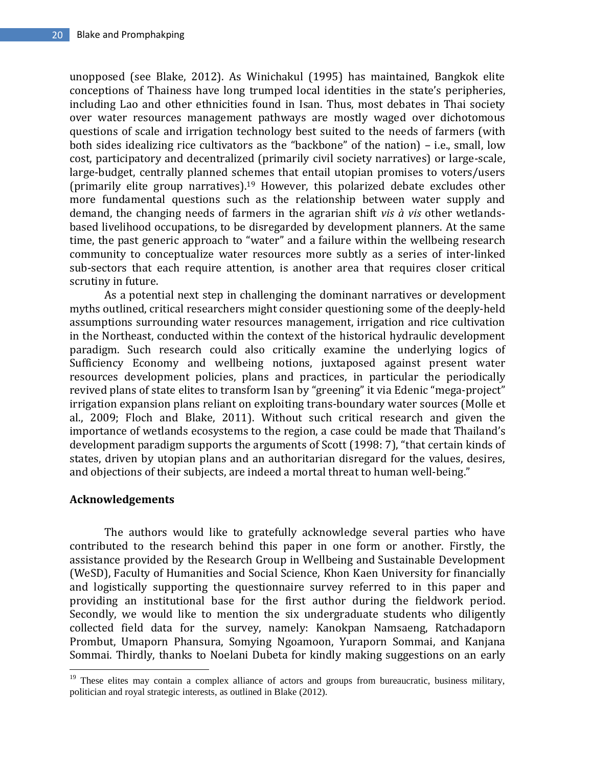unopposed (see Blake, 2012). As Winichakul (1995) has maintained, Bangkok elite conceptions of Thainess have long trumped local identities in the state's peripheries, including Lao and other ethnicities found in Isan. Thus, most debates in Thai society over water resources management pathways are mostly waged over dichotomous questions of scale and irrigation technology best suited to the needs of farmers (with both sides idealizing rice cultivators as the "backbone" of the nation) – i.e., small, low cost, participatory and decentralized (primarily civil society narratives) or large-scale, large-budget, centrally planned schemes that entail utopian promises to voters/users (primarily elite group narratives).[19] However, this polarized debate excludes other more fundamental questions such as the relationship between water supply and demand, the changing needs of farmers in the agrarian shift *vis à vis* other wetlands-based livelihood occupations, to be disregarded by development planners. At the same time, the past generic approach to "water" and a failure within the wellbeing research community to conceptualize water resources more subtly as a series of inter-linked sub-sectors that each require attention, is another area that requires closer critical scrutiny in future.

As a potential next step in challenging the dominant narratives or development myths outlined, critical researchers might consider questioning some of the deeply-held assumptions surrounding water resources management, irrigation and rice cultivation in the Northeast, conducted within the context of the historical hydraulic development paradigm. Such research could also critically examine the underlying logics of Sufficiency Economy and wellbeing notions, juxtaposed against present water resources development policies, plans and practices, in particular the periodically revived plans of state elites to transform Isan by "greening" it via Edenic "mega-project" irrigation expansion plans reliant on exploiting trans-boundary water sources (Molle et al., 2009; Floch and Blake, 2011). Without such critical research and given the importance of wetlands ecosystems to the region, a case could be made that Thailand's development paradigm supports the arguments of Scott (1998: 7), "that certain kinds of states, driven by utopian plans and an authoritarian disregard for the values, desires, and objections of their subjects, are indeed a mortal threat to human well-being."

## Acknowledgements

The authors would like to gratefully acknowledge several parties who have contributed to the research behind this paper in one form or another. Firstly, the assistance provided by the Research Group in Wellbeing and Sustainable Development (WeSD), Faculty of Humanities and Social Science, Khon Kaen University for financially and logistically supporting the questionnaire survey referred to in this paper and providing an institutional base for the first author during the fieldwork period. Secondly, we would like to mention the six undergraduate students who diligently collected field data for the survey, namely: Kanokpan Namsaeng, Ratchadaporn Prombut, Umaporn Phansura, Somying Ngoamoon, Yuraporn Sommai, and Kanjana Sommai. Thirdly, thanks to Noelani Dubeta for kindly making suggestions on an early

[19] These elites may contain a complex alliance of actors and groups from bureaucratic, business military, politician and royal strategic interests, as outlined in Blake (2012).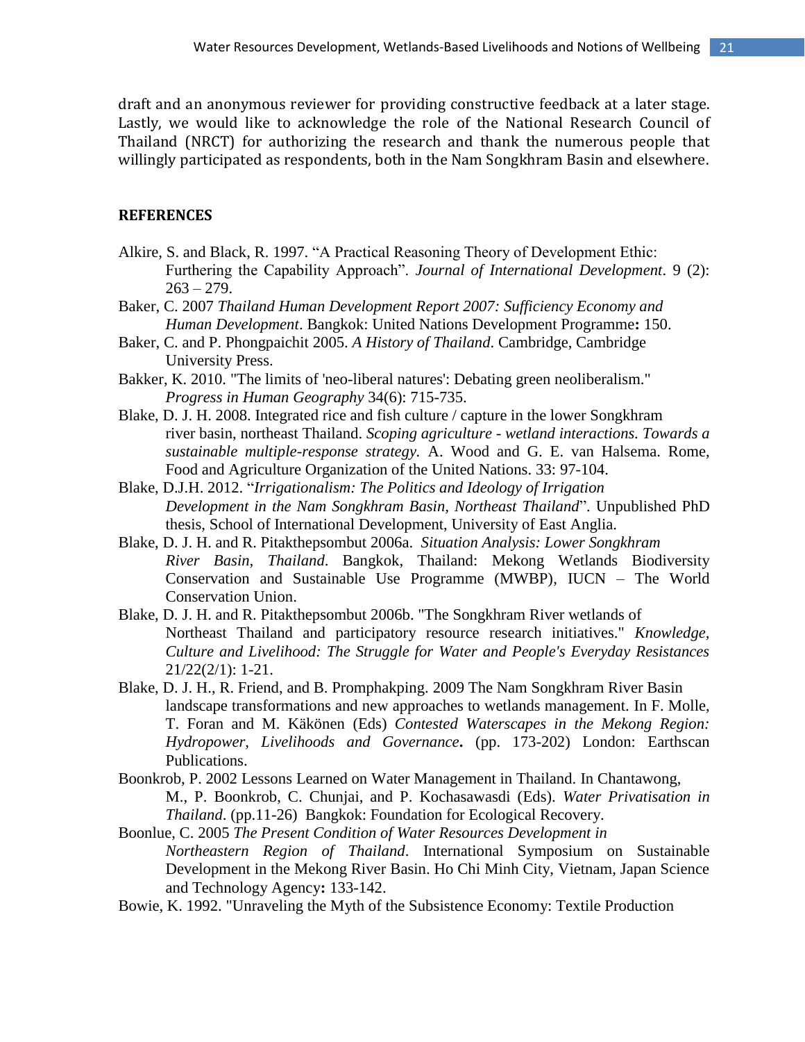draft and an anonymous reviewer for providing constructive feedback at a later stage. Lastly, we would like to acknowledge the role of the National Research Council of Thailand (NRCT) for authorizing the research and thank the numerous people that willingly participated as respondents, both in the Nam Songkhram Basin and elsewhere.

## REFERENCES

Alkire, S. and Black, R. 1997. "A Practical Reasoning Theory of Development Ethic: Furthering the Capability Approach". *Journal of International Development*. 9 (2): 263 – 279.

Baker, C. 2007 *Thailand Human Development Report 2007: Sufficiency Economy and Human Development*. Bangkok: United Nations Development Programme**:** 150.

Baker, C. and P. Phongpaichit 2005. *A History of Thailand*. Cambridge, Cambridge University Press.

Bakker, K. 2010. "The limits of 'neo-liberal natures': Debating green neoliberalism." *Progress in Human Geography* 34(6): 715-735.

Blake, D. J. H. 2008. Integrated rice and fish culture / capture in the lower Songkhram river basin, northeast Thailand. *Scoping agriculture - wetland interactions. Towards a sustainable multiple-response strategy*. A. Wood and G. E. van Halsema. Rome, Food and Agriculture Organization of the United Nations. 33: 97-104.

Blake, D.J.H. 2012. "*Irrigationalism: The Politics and Ideology of Irrigation Development in the Nam Songkhram Basin, Northeast Thailand*". Unpublished PhD thesis, School of International Development, University of East Anglia.

Blake, D. J. H. and R. Pitakthepsombut 2006a. *Situation Analysis: Lower Songkhram River Basin, Thailand*. Bangkok, Thailand: Mekong Wetlands Biodiversity Conservation and Sustainable Use Programme (MWBP), IUCN – The World Conservation Union.

Blake, D. J. H. and R. Pitakthepsombut 2006b. "The Songkhram River wetlands of Northeast Thailand and participatory resource research initiatives." *Knowledge, Culture and Livelihood: The Struggle for Water and People's Everyday Resistances* 21/22(2/1): 1-21.

Blake, D. J. H., R. Friend, and B. Promphakping. 2009 The Nam Songkhram River Basin landscape transformations and new approaches to wetlands management. In F. Molle, T. Foran and M. Käkönen (Eds) *Contested Waterscapes in the Mekong Region: Hydropower, Livelihoods and Governance***.** (pp. 173-202) London: Earthscan Publications.

Boonkrob, P. 2002 Lessons Learned on Water Management in Thailand. In Chantawong, M., P. Boonkrob, C. Chunjai, and P. Kochasawasdi (Eds). *Water Privatisation in Thailand*. (pp.11-26) Bangkok: Foundation for Ecological Recovery.

Boonlue, C. 2005 *The Present Condition of Water Resources Development in Northeastern Region of Thailand*. International Symposium on Sustainable Development in the Mekong River Basin. Ho Chi Minh City, Vietnam, Japan Science and Technology Agency**:** 133-142.

Bowie, K. 1992. "Unraveling the Myth of the Subsistence Economy: Textile Production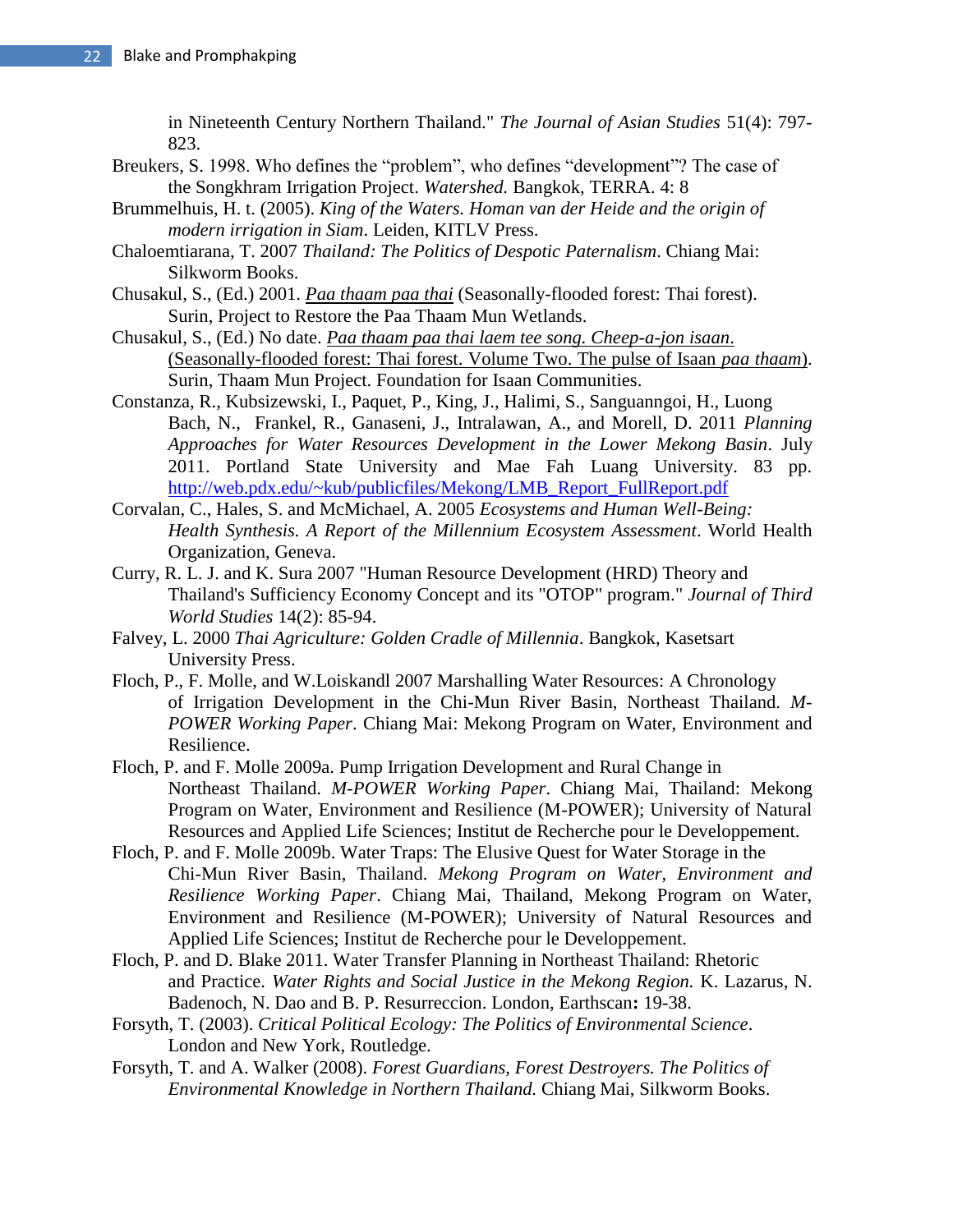in Nineteenth Century Northern Thailand." *The Journal of Asian Studies* 51(4): 797-823.

Breukers, S. 1998. Who defines the "problem", who defines "development"? The case of the Songkhram Irrigation Project. *Watershed.* Bangkok, TERRA. 4: 8

Brummelhuis, H. t. (2005). *King of the Waters. Homan van der Heide and the origin of modern irrigation in Siam*. Leiden, KITLV Press.

Chaloemtiarana, T. 2007 *Thailand: The Politics of Despotic Paternalism*. Chiang Mai: Silkworm Books.

Chusakul, S., (Ed.) 2001. *Paa thaam paa thai* (Seasonally-flooded forest: Thai forest). Surin, Project to Restore the Paa Thaam Mun Wetlands.

Chusakul, S., (Ed.) No date. *Paa thaam paa thai laem tee song. Cheep-a-jon isaan*. (Seasonally-flooded forest: Thai forest. Volume Two. The pulse of Isaan *paa thaam*). Surin, Thaam Mun Project. Foundation for Isaan Communities.

Constanza, R., Kubsizewski, I., Paquet, P., King, J., Halimi, S., Sanguanngoi, H., Luong Bach, N., Frankel, R., Ganaseni, J., Intralawan, A., and Morell, D. 2011 *Planning Approaches for Water Resources Development in the Lower Mekong Basin*. July 2011. Portland State University and Mae Fah Luang University. 83 pp. http://web.pdx.edu/~kub/publicfiles/Mekong/LMB_Report_FullReport.pdf

Corvalan, C., Hales, S. and McMichael, A. 2005 *Ecosystems and Human Well-Being: Health Synthesis. A Report of the Millennium Ecosystem Assessment*. World Health Organization, Geneva.

Curry, R. L. J. and K. Sura 2007 "Human Resource Development (HRD) Theory and Thailand's Sufficiency Economy Concept and its "OTOP" program." *Journal of Third World Studies* 14(2): 85-94.

Falvey, L. 2000 *Thai Agriculture: Golden Cradle of Millennia*. Bangkok, Kasetsart University Press.

Floch, P., F. Molle, and W.Loiskandl 2007 Marshalling Water Resources: A Chronology of Irrigation Development in the Chi-Mun River Basin, Northeast Thailand. *M-POWER Working Paper*. Chiang Mai: Mekong Program on Water, Environment and Resilience.

Floch, P. and F. Molle 2009a. Pump Irrigation Development and Rural Change in Northeast Thailand. *M-POWER Working Paper*. Chiang Mai, Thailand: Mekong Program on Water, Environment and Resilience (M-POWER); University of Natural Resources and Applied Life Sciences; Institut de Recherche pour le Developpement.

Floch, P. and F. Molle 2009b. Water Traps: The Elusive Quest for Water Storage in the Chi-Mun River Basin, Thailand. *Mekong Program on Water, Environment and Resilience Working Paper*. Chiang Mai, Thailand, Mekong Program on Water, Environment and Resilience (M-POWER); University of Natural Resources and Applied Life Sciences; Institut de Recherche pour le Developpement.

Floch, P. and D. Blake 2011. Water Transfer Planning in Northeast Thailand: Rhetoric and Practice. *Water Rights and Social Justice in the Mekong Region.* K. Lazarus, N. Badenoch, N. Dao and B. P. Resurreccion. London, Earthscan**:** 19-38.

Forsyth, T. (2003). *Critical Political Ecology: The Politics of Environmental Science*. London and New York, Routledge.

Forsyth, T. and A. Walker (2008). *Forest Guardians, Forest Destroyers. The Politics of Environmental Knowledge in Northern Thailand.* Chiang Mai, Silkworm Books.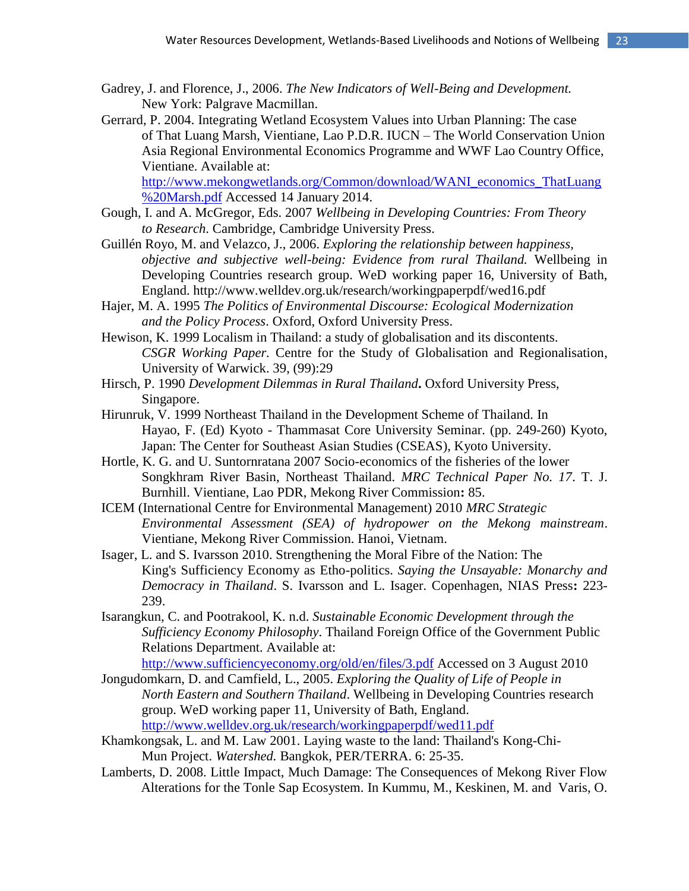Gadrey, J. and Florence, J., 2006. *The New Indicators of Well-Being and Development.* New York: Palgrave Macmillan.

Gerrard, P. 2004. Integrating Wetland Ecosystem Values into Urban Planning: The case of That Luang Marsh, Vientiane, Lao P.D.R. IUCN – The World Conservation Union Asia Regional Environmental Economics Programme and WWF Lao Country Office, Vientiane. Available at: http://www.mekongwetlands.org/Common/download/WANI_economics_ThatLuang%20Marsh.pdf Accessed 14 January 2014.

Gough, I. and A. McGregor, Eds. 2007 *Wellbeing in Developing Countries: From Theory to Research*. Cambridge, Cambridge University Press.

Guillén Royo, M. and Velazco, J., 2006. *Exploring the relationship between happiness, objective and subjective well-being: Evidence from rural Thailand.* Wellbeing in Developing Countries research group. WeD working paper 16, University of Bath, England. http://www.welldev.org.uk/research/workingpaperpdf/wed16.pdf

Hajer, M. A. 1995 *The Politics of Environmental Discourse: Ecological Modernization and the Policy Process*. Oxford, Oxford University Press.

Hewison, K. 1999 Localism in Thailand: a study of globalisation and its discontents. *CSGR Working Paper.* Centre for the Study of Globalisation and Regionalisation, University of Warwick. 39, (99):29

Hirsch, P. 1990 *Development Dilemmas in Rural Thailand***.** Oxford University Press, Singapore.

Hirunruk, V. 1999 Northeast Thailand in the Development Scheme of Thailand. In Hayao, F. (Ed) Kyoto - Thammasat Core University Seminar. (pp. 249-260) Kyoto, Japan: The Center for Southeast Asian Studies (CSEAS), Kyoto University.

Hortle, K. G. and U. Suntornratana 2007 Socio-economics of the fisheries of the lower Songkhram River Basin, Northeast Thailand. *MRC Technical Paper No. 17*. T. J. Burnhill. Vientiane, Lao PDR, Mekong River Commission**:** 85.

ICEM (International Centre for Environmental Management) 2010 *MRC Strategic Environmental Assessment (SEA) of hydropower on the Mekong mainstream*. Vientiane, Mekong River Commission. Hanoi, Vietnam.

Isager, L. and S. Ivarsson 2010. Strengthening the Moral Fibre of the Nation: The King's Sufficiency Economy as Etho-politics. *Saying the Unsayable: Monarchy and Democracy in Thailand*. S. Ivarsson and L. Isager. Copenhagen, NIAS Press**:** 223-239.

Isarangkun, C. and Pootrakool, K. n.d. *Sustainable Economic Development through the Sufficiency Economy Philosophy*. Thailand Foreign Office of the Government Public Relations Department. Available at: http://www.sufficiencyeconomy.org/old/en/files/3.pdf Accessed on 3 August 2010

Jongudomkarn, D. and Camfield, L., 2005. *Exploring the Quality of Life of People in North Eastern and Southern Thailand*. Wellbeing in Developing Countries research group. WeD working paper 11, University of Bath, England. http://www.welldev.org.uk/research/workingpaperpdf/wed11.pdf

Khamkongsak, L. and M. Law 2001. Laying waste to the land: Thailand's Kong-Chi-Mun Project. *Watershed.* Bangkok, PER/TERRA. 6: 25-35.

Lamberts, D. 2008. Little Impact, Much Damage: The Consequences of Mekong River Flow Alterations for the Tonle Sap Ecosystem. In Kummu, M., Keskinen, M. and Varis, O.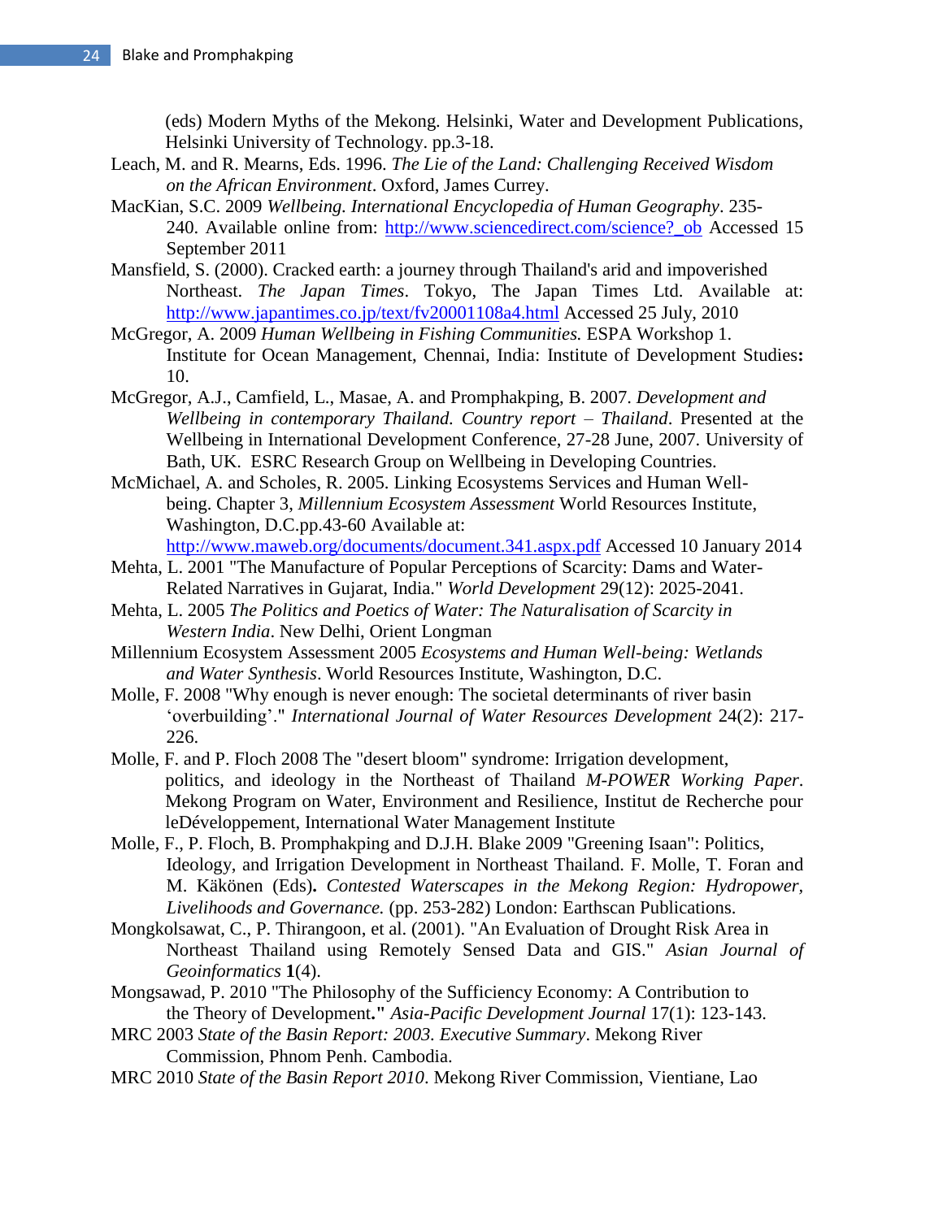(eds) Modern Myths of the Mekong. Helsinki, Water and Development Publications, Helsinki University of Technology. pp.3-18.

Leach, M. and R. Mearns, Eds. 1996. *The Lie of the Land: Challenging Received Wisdom on the African Environment*. Oxford, James Currey.

MacKian, S.C. 2009 *Wellbeing. International Encyclopedia of Human Geography*. 235-240. Available online from: http://www.sciencedirect.com/science?_ob Accessed 15 September 2011

Mansfield, S. (2000). Cracked earth: a journey through Thailand's arid and impoverished Northeast. *The Japan Times*. Tokyo, The Japan Times Ltd. Available at: http://www.japantimes.co.jp/text/fv20001108a4.html Accessed 25 July, 2010

McGregor, A. 2009 *Human Wellbeing in Fishing Communities.* ESPA Workshop 1. Institute for Ocean Management, Chennai, India: Institute of Development Studies**:** 10.

McGregor, A.J., Camfield, L., Masae, A. and Promphakping, B. 2007. *Development and Wellbeing in contemporary Thailand. Country report – Thailand*. Presented at the Wellbeing in International Development Conference, 27-28 June, 2007. University of Bath, UK. ESRC Research Group on Wellbeing in Developing Countries.

McMichael, A. and Scholes, R. 2005. Linking Ecosystems Services and Human Well-being. Chapter 3, *Millennium Ecosystem Assessment* World Resources Institute, Washington, D.C.pp.43-60 Available at: http://www.maweb.org/documents/document.341.aspx.pdf Accessed 10 January 2014

Mehta, L. 2001 "The Manufacture of Popular Perceptions of Scarcity: Dams and Water-Related Narratives in Gujarat, India." *World Development* 29(12): 2025-2041.

Mehta, L. 2005 *The Politics and Poetics of Water: The Naturalisation of Scarcity in Western India*. New Delhi, Orient Longman

Millennium Ecosystem Assessment 2005 *Ecosystems and Human Well-being: Wetlands and Water Synthesis*. World Resources Institute, Washington, D.C.

Molle, F. 2008 "Why enough is never enough: The societal determinants of river basin 'overbuilding'." *International Journal of Water Resources Development* 24(2): 217-226.

Molle, F. and P. Floch 2008 The "desert bloom" syndrome: Irrigation development, politics, and ideology in the Northeast of Thailand *M-POWER Working Paper*. Mekong Program on Water, Environment and Resilience, Institut de Recherche pour leDéveloppement, International Water Management Institute

Molle, F., P. Floch, B. Promphakping and D.J.H. Blake 2009 "Greening Isaan": Politics, Ideology, and Irrigation Development in Northeast Thailand. F. Molle, T. Foran and M. Käkönen (Eds)**.** *Contested Waterscapes in the Mekong Region: Hydropower, Livelihoods and Governance.* (pp. 253-282) London: Earthscan Publications.

Mongkolsawat, C., P. Thirangoon, et al. (2001). "An Evaluation of Drought Risk Area in Northeast Thailand using Remotely Sensed Data and GIS." *Asian Journal of Geoinformatics* **1**(4).

Mongsawad, P. 2010 "The Philosophy of the Sufficiency Economy: A Contribution to the Theory of Development**."** *Asia-Pacific Development Journal* 17(1): 123-143.

MRC 2003 *State of the Basin Report: 2003. Executive Summary*. Mekong River Commission, Phnom Penh. Cambodia.

MRC 2010 *State of the Basin Report 2010*. Mekong River Commission, Vientiane, Lao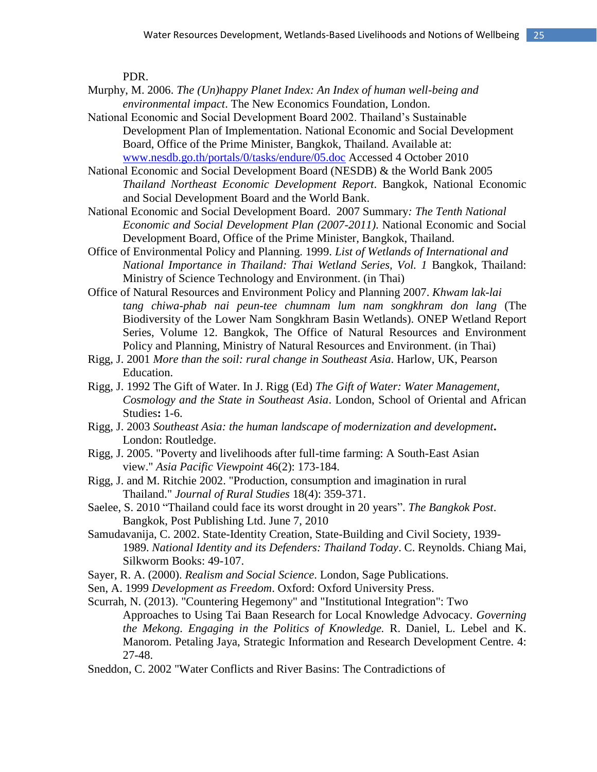PDR.

Murphy, M. 2006. *The (Un)happy Planet Index: An Index of human well-being and environmental impact*. The New Economics Foundation, London.

National Economic and Social Development Board 2002. Thailand's Sustainable Development Plan of Implementation. National Economic and Social Development Board, Office of the Prime Minister, Bangkok, Thailand. Available at: [www.nesdb.go.th/portals/0/tasks/endure/05.doc](www.nesdb.go.th/portals/0/tasks/endure/05.doc) Accessed 4 October 2010

National Economic and Social Development Board (NESDB) & the World Bank 2005 *Thailand Northeast Economic Development Report*. Bangkok, National Economic and Social Development Board and the World Bank.

National Economic and Social Development Board. 2007 Summary*: The Tenth National Economic and Social Development Plan (2007-2011)*. National Economic and Social Development Board, Office of the Prime Minister, Bangkok, Thailand.

Office of Environmental Policy and Planning. 1999. *List of Wetlands of International and National Importance in Thailand: Thai Wetland Series, Vol. 1* Bangkok, Thailand: Ministry of Science Technology and Environment. (in Thai)

Office of Natural Resources and Environment Policy and Planning 2007. *Khwam lak-lai tang chiwa-phab nai peun-tee chumnam lum nam songkhram don lang* (The Biodiversity of the Lower Nam Songkhram Basin Wetlands). ONEP Wetland Report Series, Volume 12. Bangkok, The Office of Natural Resources and Environment Policy and Planning, Ministry of Natural Resources and Environment. (in Thai)

Rigg, J. 2001 *More than the soil: rural change in Southeast Asia*. Harlow, UK, Pearson Education.

Rigg, J. 1992 The Gift of Water. In J. Rigg (Ed) *The Gift of Water: Water Management, Cosmology and the State in Southeast Asia*. London, School of Oriental and African Studies**:** 1-6.

Rigg, J. 2003 *Southeast Asia: the human landscape of modernization and development***.** London: Routledge.

Rigg, J. 2005. "Poverty and livelihoods after full-time farming: A South-East Asian view." *Asia Pacific Viewpoint* 46(2): 173-184.

Rigg, J. and M. Ritchie 2002. "Production, consumption and imagination in rural Thailand." *Journal of Rural Studies* 18(4): 359-371.

Saelee, S. 2010 "Thailand could face its worst drought in 20 years". *The Bangkok Post*. Bangkok, Post Publishing Ltd. June 7, 2010

Samudavanija, C. 2002. State-Identity Creation, State-Building and Civil Society, 1939-1989. *National Identity and its Defenders: Thailand Today*. C. Reynolds. Chiang Mai, Silkworm Books: 49-107.

Sayer, R. A. (2000). *Realism and Social Science*. London, Sage Publications.

Sen, A. 1999 *Development as Freedom*. Oxford: Oxford University Press.

Scurrah, N. (2013). "Countering Hegemony" and "Institutional Integration": Two Approaches to Using Tai Baan Research for Local Knowledge Advocacy. *Governing the Mekong. Engaging in the Politics of Knowledge.* R. Daniel, L. Lebel and K. Manorom. Petaling Jaya, Strategic Information and Research Development Centre. 4: 27-48.

Sneddon, C. 2002 "Water Conflicts and River Basins: The Contradictions of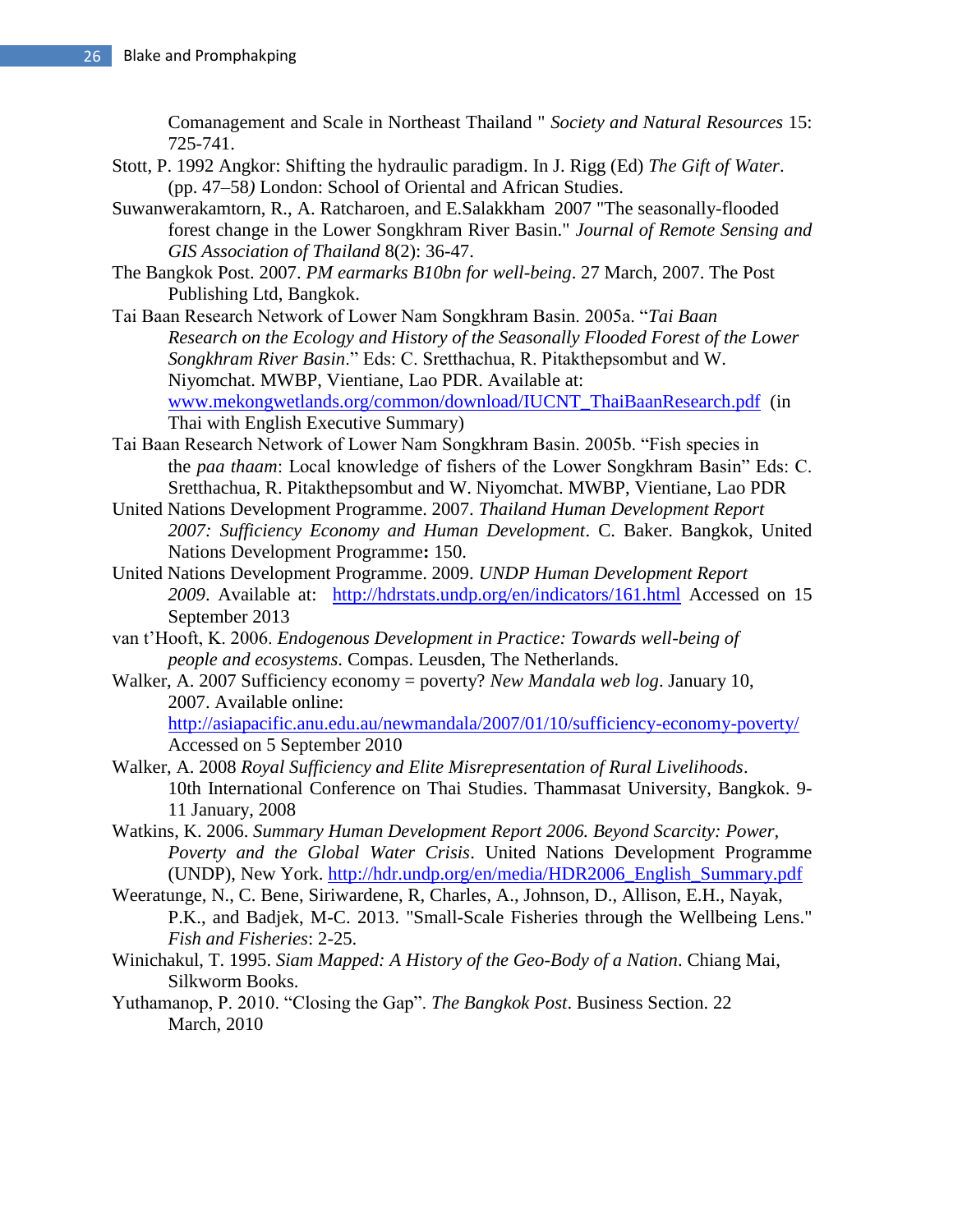Comanagement and Scale in Northeast Thailand " *Society and Natural Resources* 15: 725-741.

Stott, P. 1992 Angkor: Shifting the hydraulic paradigm. In J. Rigg (Ed) *The Gift of Water*. (pp. 47–58*)* London: School of Oriental and African Studies.

Suwanwerakamtorn, R., A. Ratcharoen, and E.Salakkham 2007 "The seasonally-flooded forest change in the Lower Songkhram River Basin." *Journal of Remote Sensing and GIS Association of Thailand* 8(2): 36-47.

The Bangkok Post. 2007. *PM earmarks B10bn for well-being*. 27 March, 2007. The Post Publishing Ltd, Bangkok.

Tai Baan Research Network of Lower Nam Songkhram Basin. 2005a. "*Tai Baan Research on the Ecology and History of the Seasonally Flooded Forest of the Lower Songkhram River Basin*." Eds: C. Sretthachua, R. Pitakthepsombut and W. Niyomchat. MWBP, Vientiane, Lao PDR. Available at: [www.mekongwetlands.org/common/download/IUCNT_ThaiBaanResearch.pdf](www.mekongwetlands.org/common/download/IUCNT_ThaiBaanResearch.pdf) (in Thai with English Executive Summary)

Tai Baan Research Network of Lower Nam Songkhram Basin. 2005b. "Fish species in the *paa thaam*: Local knowledge of fishers of the Lower Songkhram Basin" Eds: C. Sretthachua, R. Pitakthepsombut and W. Niyomchat. MWBP, Vientiane, Lao PDR

United Nations Development Programme. 2007. *Thailand Human Development Report 2007: Sufficiency Economy and Human Development*. C. Baker. Bangkok, United Nations Development Programme**:** 150.

United Nations Development Programme. 2009. *UNDP Human Development Report 2009*. Available at: [http://hdrstats.undp.org/en/indicators/161.html](http://hdrstats.undp.org/en/indicators/161.html) Accessed on 15 September 2013

van t'Hooft, K. 2006. *Endogenous Development in Practice: Towards well-being of people and ecosystems*. Compas. Leusden, The Netherlands.

Walker, A. 2007 Sufficiency economy = poverty? *New Mandala web log*. January 10, 2007. Available online: [http://asiapacific.anu.edu.au/newmandala/2007/01/10/sufficiency-economy-poverty/](http://asiapacific.anu.edu.au/newmandala/2007/01/10/sufficiency-economy-poverty/) Accessed on 5 September 2010

Walker, A. 2008 *Royal Sufficiency and Elite Misrepresentation of Rural Livelihoods*. 10th International Conference on Thai Studies. Thammasat University, Bangkok. 9-11 January, 2008

Watkins, K. 2006. *Summary Human Development Report 2006. Beyond Scarcity: Power, Poverty and the Global Water Crisis*. United Nations Development Programme (UNDP), New York. [http://hdr.undp.org/en/media/HDR2006_English_Summary.pdf](http://hdr.undp.org/en/media/HDR2006_English_Summary.pdf)

Weeratunge, N., C. Bene, Siriwardene, R, Charles, A., Johnson, D., Allison, E.H., Nayak, P.K., and Badjek, M-C. 2013. "Small-Scale Fisheries through the Wellbeing Lens." *Fish and Fisheries*: 2-25.

Winichakul, T. 1995. *Siam Mapped: A History of the Geo-Body of a Nation*. Chiang Mai, Silkworm Books.

Yuthamanop, P. 2010. "Closing the Gap". *The Bangkok Post*. Business Section. 22 March, 2010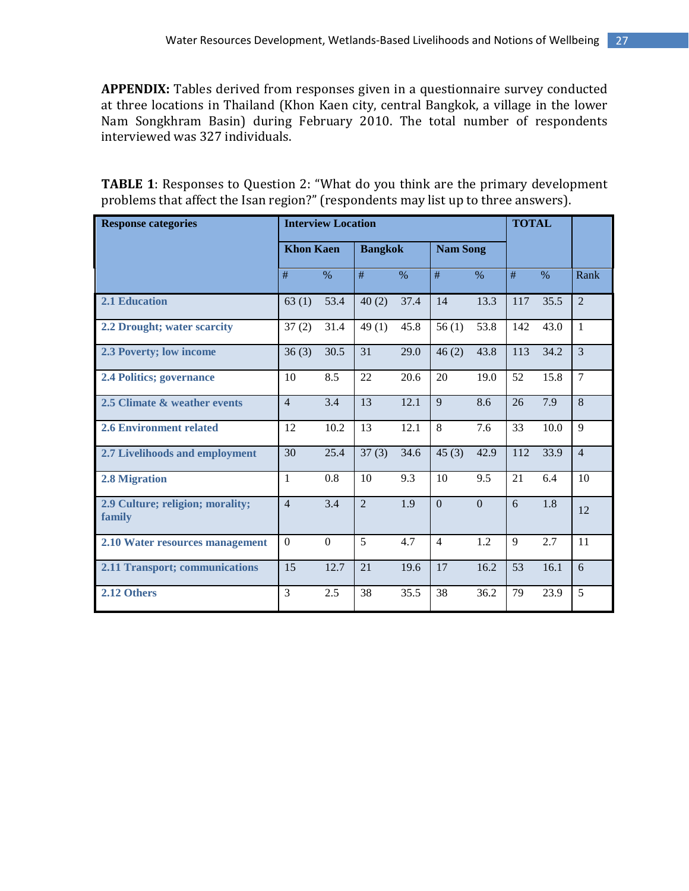**APPENDIX:** Tables derived from responses given in a questionnaire survey conducted at three locations in Thailand (Khon Kaen city, central Bangkok, a village in the lower Nam Songkhram Basin) during February 2010. The total number of respondents interviewed was 327 individuals.

**TABLE 1**: Responses to Question 2: "What do you think are the primary development problems that affect the Isan region?" (respondents may list up to three answers).

| Response categories | Interview Location | | | | | | TOTAL | | |
|---|---|---|---|---|---|---|---|---|---|
| | Khon Kaen | | Bangkok | | Nam Song | | | | |
| | # | % | # | % | # | % | # | % | Rank |
| **2.1 Education** | 63 (1) | 53.4 | 40 (2) | 37.4 | 14 | 13.3 | 117 | 35.5 | 2 |
| **2.2 Drought; water scarcity** | 37 (2) | 31.4 | 49 (1) | 45.8 | 56 (1) | 53.8 | 142 | 43.0 | 1 |
| **2.3 Poverty; low income** | 36 (3) | 30.5 | 31 | 29.0 | 46 (2) | 43.8 | 113 | 34.2 | 3 |
| **2.4 Politics; governance** | 10 | 8.5 | 22 | 20.6 | 20 | 19.0 | 52 | 15.8 | 7 |
| **2.5 Climate & weather events** | 4 | 3.4 | 13 | 12.1 | 9 | 8.6 | 26 | 7.9 | 8 |
| **2.6 Environment related** | 12 | 10.2 | 13 | 12.1 | 8 | 7.6 | 33 | 10.0 | 9 |
| **2.7 Livelihoods and employment** | 30 | 25.4 | 37 (3) | 34.6 | 45 (3) | 42.9 | 112 | 33.9 | 4 |
| **2.8 Migration** | 1 | 0.8 | 10 | 9.3 | 10 | 9.5 | 21 | 6.4 | 10 |
| **2.9 Culture; religion; morality; family** | 4 | 3.4 | 2 | 1.9 | 0 | 0 | 6 | 1.8 | 12 |
| **2.10 Water resources management** | 0 | 0 | 5 | 4.7 | 4 | 1.2 | 9 | 2.7 | 11 |
| **2.11 Transport; communications** | 15 | 12.7 | 21 | 19.6 | 17 | 16.2 | 53 | 16.1 | 6 |
| **2.12 Others** | 3 | 2.5 | 38 | 35.5 | 38 | 36.2 | 79 | 23.9 | 5 |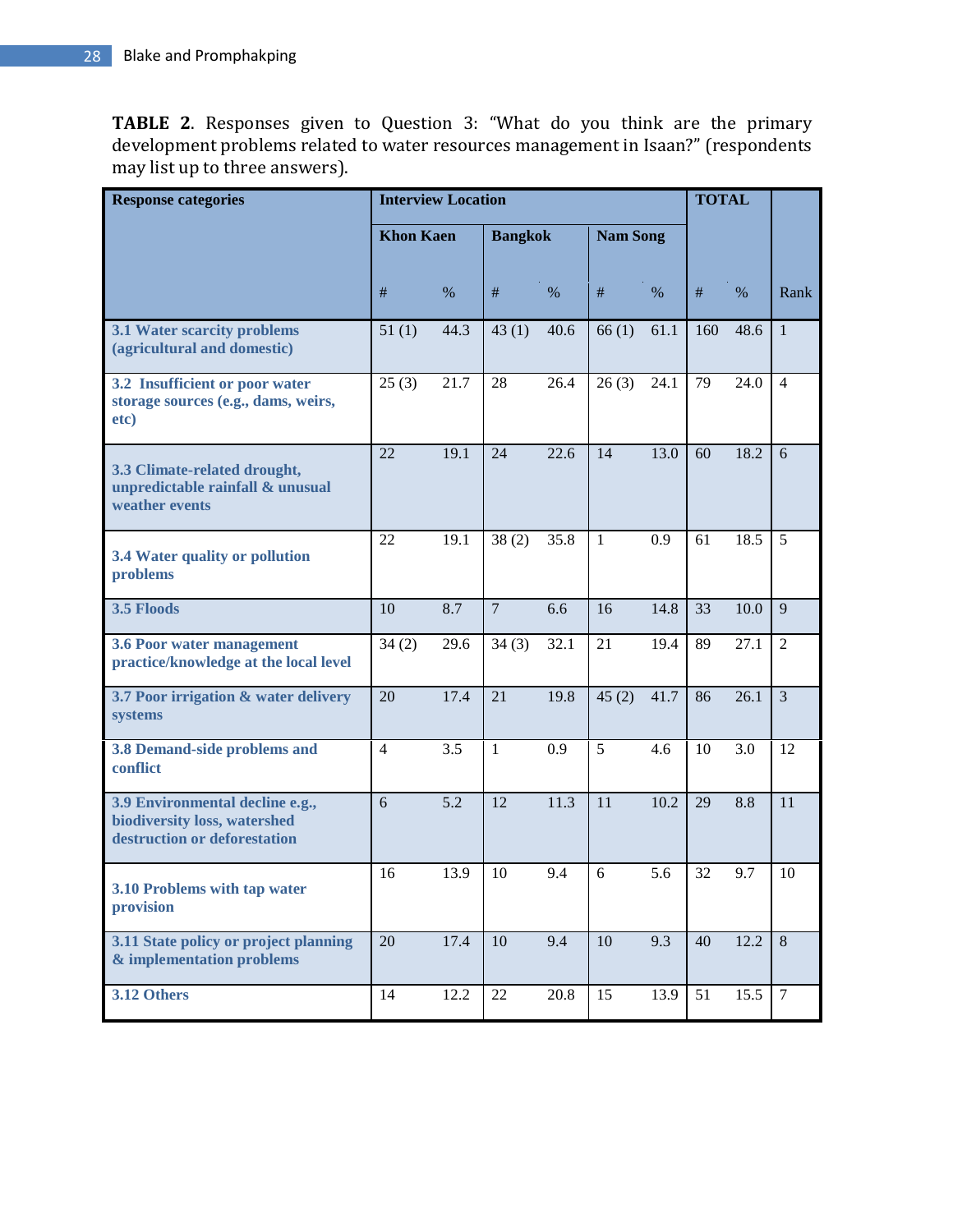**TABLE 2**. Responses given to Question 3: "What do you think are the primary development problems related to water resources management in Isaan?" (respondents may list up to three answers).

| Response categories | Interview Location | | | | | | TOTAL | | |
|---|---|---|---|---|---|---|---|---|---|
| | Khon Kaen | | Bangkok | | Nam Song | | | | |
| | # | % | # | % | # | % | # | % | Rank |
| 3.1 Water scarcity problems (agricultural and domestic) | 51 (1) | 44.3 | 43 (1) | 40.6 | 66 (1) | 61.1 | 160 | 48.6 | 1 |
| 3.2 Insufficient or poor water storage sources (e.g., dams, weirs, etc) | 25 (3) | 21.7 | 28 | 26.4 | 26 (3) | 24.1 | 79 | 24.0 | 4 |
| 3.3 Climate-related drought, unpredictable rainfall & unusual weather events | 22 | 19.1 | 24 | 22.6 | 14 | 13.0 | 60 | 18.2 | 6 |
| 3.4 Water quality or pollution problems | 22 | 19.1 | 38 (2) | 35.8 | 1 | 0.9 | 61 | 18.5 | 5 |
| 3.5 Floods | 10 | 8.7 | 7 | 6.6 | 16 | 14.8 | 33 | 10.0 | 9 |
| 3.6 Poor water management practice/knowledge at the local level | 34 (2) | 29.6 | 34 (3) | 32.1 | 21 | 19.4 | 89 | 27.1 | 2 |
| 3.7 Poor irrigation & water delivery systems | 20 | 17.4 | 21 | 19.8 | 45 (2) | 41.7 | 86 | 26.1 | 3 |
| 3.8 Demand-side problems and conflict | 4 | 3.5 | 1 | 0.9 | 5 | 4.6 | 10 | 3.0 | 12 |
| 3.9 Environmental decline e.g., biodiversity loss, watershed destruction or deforestation | 6 | 5.2 | 12 | 11.3 | 11 | 10.2 | 29 | 8.8 | 11 |
| 3.10 Problems with tap water provision | 16 | 13.9 | 10 | 9.4 | 6 | 5.6 | 32 | 9.7 | 10 |
| 3.11 State policy or project planning & implementation problems | 20 | 17.4 | 10 | 9.4 | 10 | 9.3 | 40 | 12.2 | 8 |
| 3.12 Others | 14 | 12.2 | 22 | 20.8 | 15 | 13.9 | 51 | 15.5 | 7 |